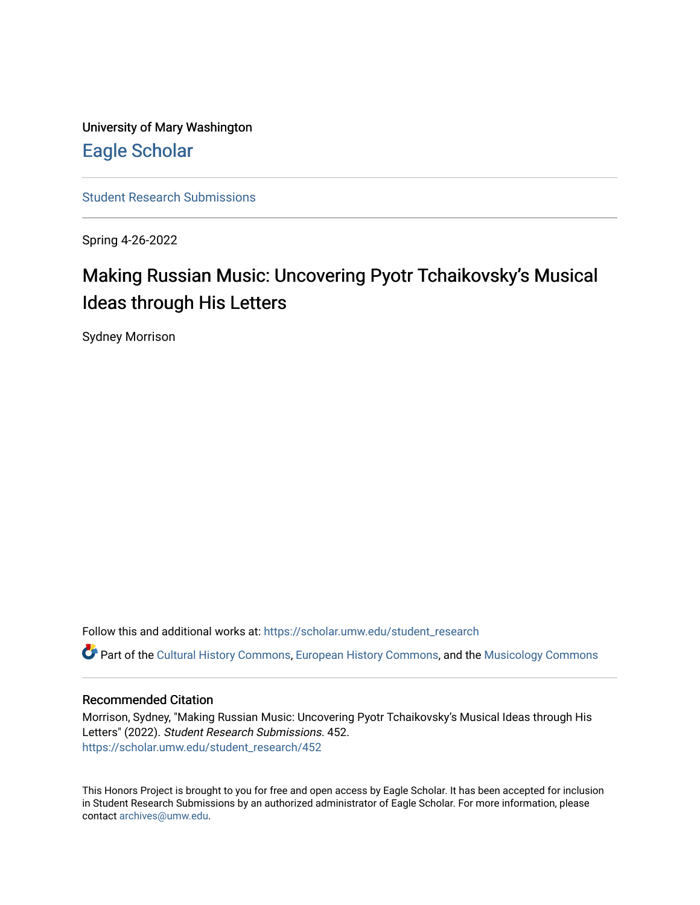University of Mary Washington

# Eagle Scholar

Student Research Submissions

Spring 4-26-2022

# Making Russian Music: Uncovering Pyotr Tchaikovsky's Musical Ideas through His Letters

Sydney Morrison

Follow this and additional works at: https://scholar.umw.edu/student_research

Part of the Cultural History Commons, European History Commons, and the Musicology Commons

## Recommended Citation

Morrison, Sydney, "Making Russian Music: Uncovering Pyotr Tchaikovsky's Musical Ideas through His Letters" (2022). *Student Research Submissions*. 452.
https://scholar.umw.edu/student_research/452

This Honors Project is brought to you for free and open access by Eagle Scholar. It has been accepted for inclusion in Student Research Submissions by an authorized administrator of Eagle Scholar. For more information, please contact archives@umw.edu.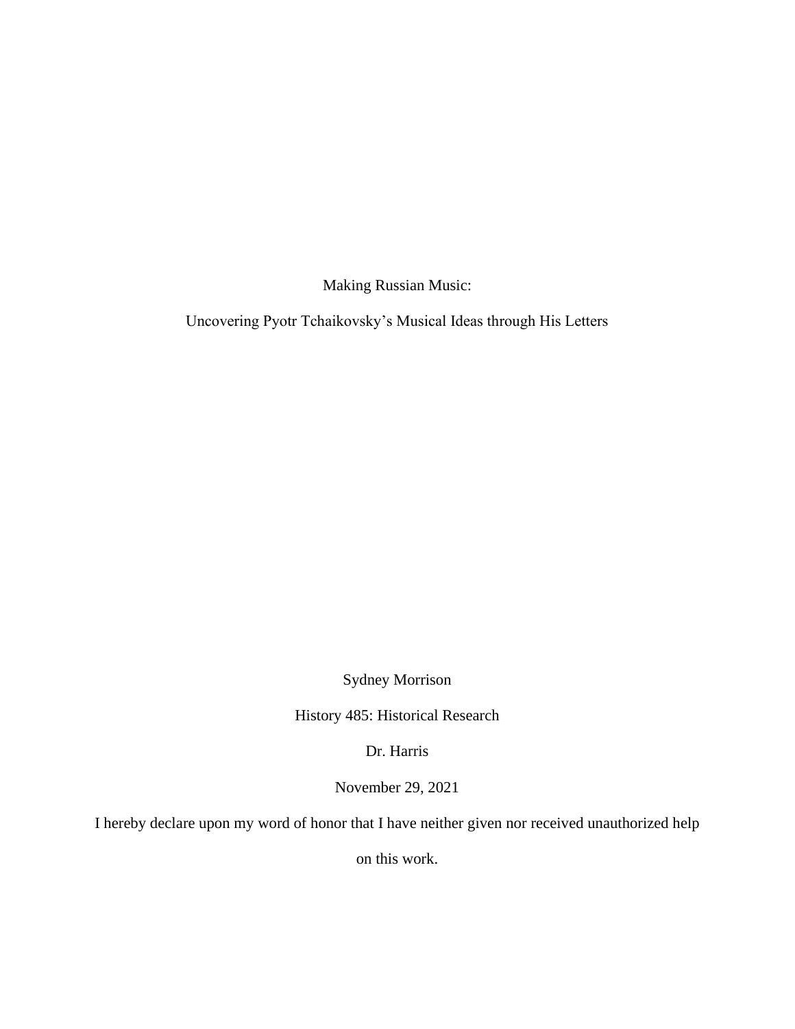# Making Russian Music:

## Uncovering Pyotr Tchaikovsky's Musical Ideas through His Letters

Sydney Morrison

History 485: Historical Research

Dr. Harris

November 29, 2021

I hereby declare upon my word of honor that I have neither given nor received unauthorized help on this work.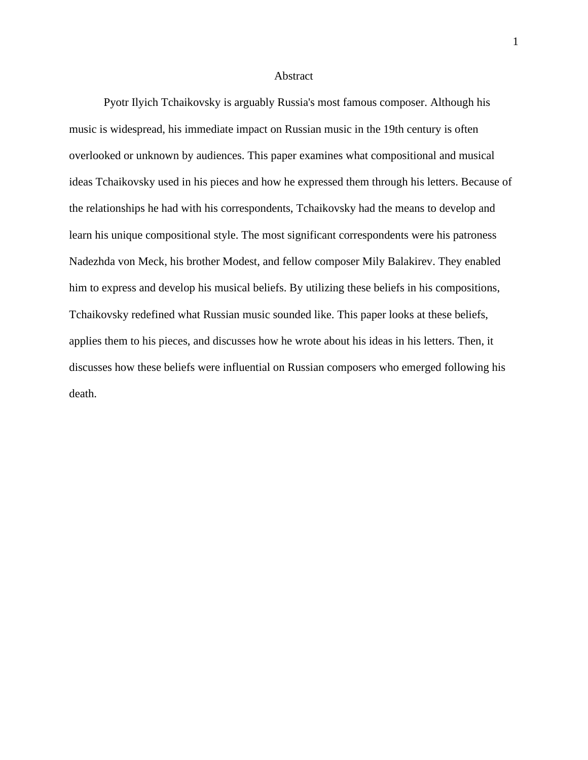# Abstract

Pyotr Ilyich Tchaikovsky is arguably Russia's most famous composer. Although his music is widespread, his immediate impact on Russian music in the 19th century is often overlooked or unknown by audiences. This paper examines what compositional and musical ideas Tchaikovsky used in his pieces and how he expressed them through his letters. Because of the relationships he had with his correspondents, Tchaikovsky had the means to develop and learn his unique compositional style. The most significant correspondents were his patroness Nadezhda von Meck, his brother Modest, and fellow composer Mily Balakirev. They enabled him to express and develop his musical beliefs. By utilizing these beliefs in his compositions, Tchaikovsky redefined what Russian music sounded like. This paper looks at these beliefs, applies them to his pieces, and discusses how he wrote about his ideas in his letters. Then, it discusses how these beliefs were influential on Russian composers who emerged following his death.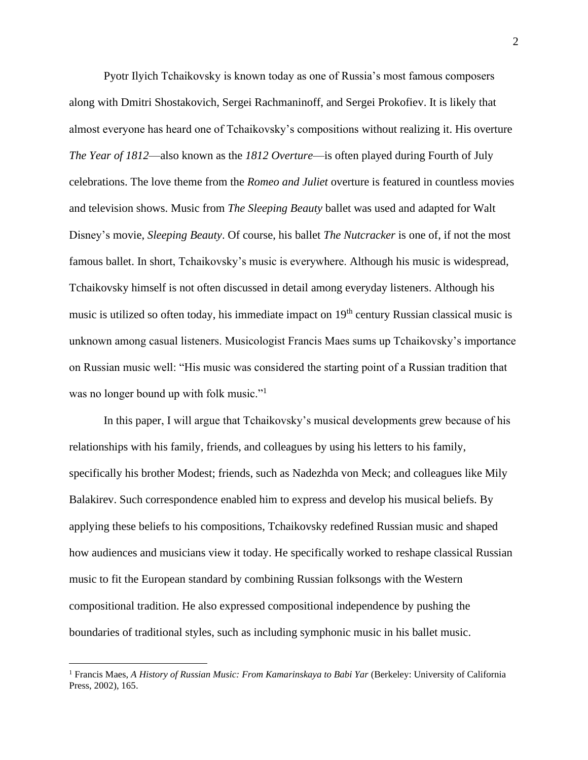Pyotr Ilyich Tchaikovsky is known today as one of Russia's most famous composers along with Dmitri Shostakovich, Sergei Rachmaninoff, and Sergei Prokofiev. It is likely that almost everyone has heard one of Tchaikovsky's compositions without realizing it. His overture *The Year of 1812*—also known as the *1812 Overture*—is often played during Fourth of July celebrations. The love theme from the *Romeo and Juliet* overture is featured in countless movies and television shows. Music from *The Sleeping Beauty* ballet was used and adapted for Walt Disney's movie, *Sleeping Beauty*. Of course, his ballet *The Nutcracker* is one of, if not the most famous ballet. In short, Tchaikovsky's music is everywhere. Although his music is widespread, Tchaikovsky himself is not often discussed in detail among everyday listeners. Although his music is utilized so often today, his immediate impact on 19th century Russian classical music is unknown among casual listeners. Musicologist Francis Maes sums up Tchaikovsky's importance on Russian music well: "His music was considered the starting point of a Russian tradition that was no longer bound up with folk music."[1]

In this paper, I will argue that Tchaikovsky's musical developments grew because of his relationships with his family, friends, and colleagues by using his letters to his family, specifically his brother Modest; friends, such as Nadezhda von Meck; and colleagues like Mily Balakirev. Such correspondence enabled him to express and develop his musical beliefs. By applying these beliefs to his compositions, Tchaikovsky redefined Russian music and shaped how audiences and musicians view it today. He specifically worked to reshape classical Russian music to fit the European standard by combining Russian folksongs with the Western compositional tradition. He also expressed compositional independence by pushing the boundaries of traditional styles, such as including symphonic music in his ballet music.

[1] Francis Maes, *A History of Russian Music: From Kamarinskaya to Babi Yar* (Berkeley: University of California Press, 2002), 165.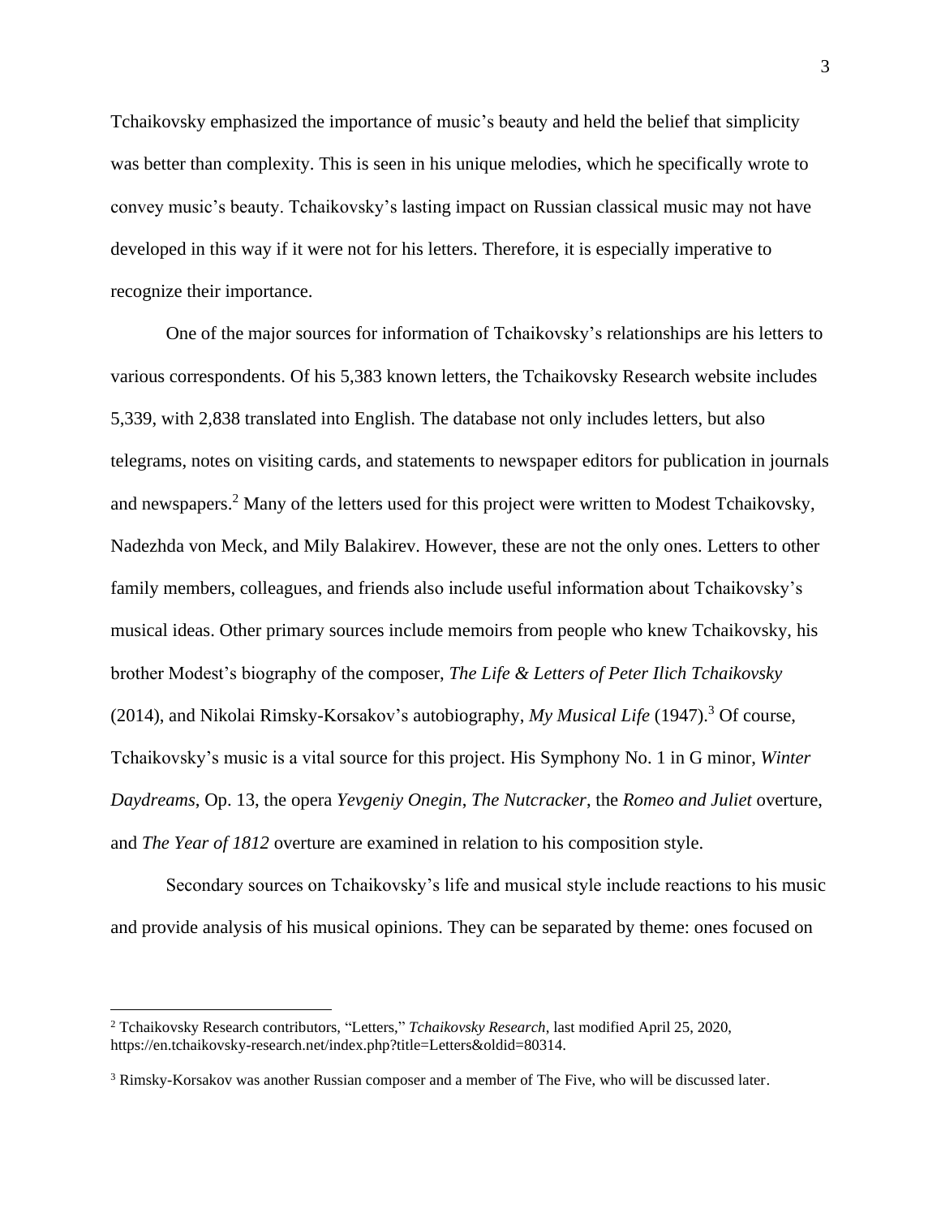Tchaikovsky emphasized the importance of music's beauty and held the belief that simplicity was better than complexity. This is seen in his unique melodies, which he specifically wrote to convey music's beauty. Tchaikovsky's lasting impact on Russian classical music may not have developed in this way if it were not for his letters. Therefore, it is especially imperative to recognize their importance.

One of the major sources for information of Tchaikovsky's relationships are his letters to various correspondents. Of his 5,383 known letters, the Tchaikovsky Research website includes 5,339, with 2,838 translated into English. The database not only includes letters, but also telegrams, notes on visiting cards, and statements to newspaper editors for publication in journals and newspapers.[2] Many of the letters used for this project were written to Modest Tchaikovsky, Nadezhda von Meck, and Mily Balakirev. However, these are not the only ones. Letters to other family members, colleagues, and friends also include useful information about Tchaikovsky's musical ideas. Other primary sources include memoirs from people who knew Tchaikovsky, his brother Modest's biography of the composer, ***The Life & Letters of Peter Ilich Tchaikovsky*** (2014), and Nikolai Rimsky-Korsakov's autobiography, ***My Musical Life*** (1947).[3] Of course, Tchaikovsky's music is a vital source for this project. His Symphony No. 1 in G minor, *Winter Daydreams*, Op. 13, the opera *Yevgeniy Onegin*, *The Nutcracker*, the *Romeo and Juliet* overture, and *The Year of 1812* overture are examined in relation to his composition style.

Secondary sources on Tchaikovsky's life and musical style include reactions to his music and provide analysis of his musical opinions. They can be separated by theme: ones focused on

---

[2] Tchaikovsky Research contributors, "Letters," *Tchaikovsky Research*, last modified April 25, 2020, https://en.tchaikovsky-research.net/index.php?title=Letters&oldid=80314.

[3] Rimsky-Korsakov was another Russian composer and a member of The Five, who will be discussed later.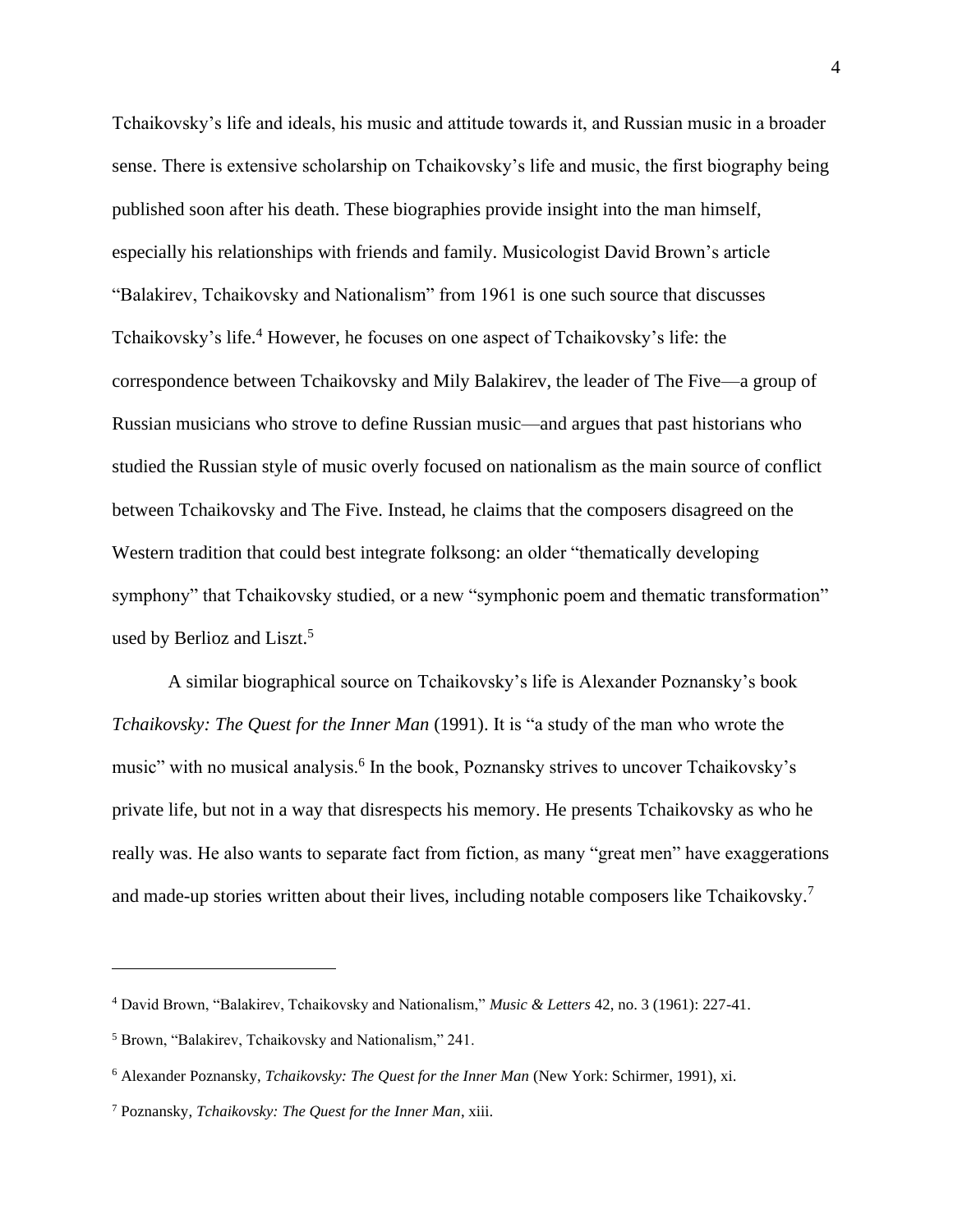Tchaikovsky's life and ideals, his music and attitude towards it, and Russian music in a broader sense. There is extensive scholarship on Tchaikovsky's life and music, the first biography being published soon after his death. These biographies provide insight into the man himself, especially his relationships with friends and family. Musicologist David Brown's article "Balakirev, Tchaikovsky and Nationalism" from 1961 is one such source that discusses Tchaikovsky's life.[4] However, he focuses on one aspect of Tchaikovsky's life: the correspondence between Tchaikovsky and Mily Balakirev, the leader of The Five—a group of Russian musicians who strove to define Russian music—and argues that past historians who studied the Russian style of music overly focused on nationalism as the main source of conflict between Tchaikovsky and The Five. Instead, he claims that the composers disagreed on the Western tradition that could best integrate folksong: an older "thematically developing symphony" that Tchaikovsky studied, or a new "symphonic poem and thematic transformation" used by Berlioz and Liszt.[5]

A similar biographical source on Tchaikovsky's life is Alexander Poznansky's book *Tchaikovsky: The Quest for the Inner Man* (1991). It is "a study of the man who wrote the music" with no musical analysis.[6] In the book, Poznansky strives to uncover Tchaikovsky's private life, but not in a way that disrespects his memory. He presents Tchaikovsky as who he really was. He also wants to separate fact from fiction, as many "great men" have exaggerations and made-up stories written about their lives, including notable composers like Tchaikovsky.[7]

---

[4] David Brown, "Balakirev, Tchaikovsky and Nationalism," *Music & Letters* 42, no. 3 (1961): 227-41.

[5] Brown, "Balakirev, Tchaikovsky and Nationalism," 241.

[6] Alexander Poznansky, *Tchaikovsky: The Quest for the Inner Man* (New York: Schirmer, 1991), xi.

[7] Poznansky, *Tchaikovsky: The Quest for the Inner Man*, xiii.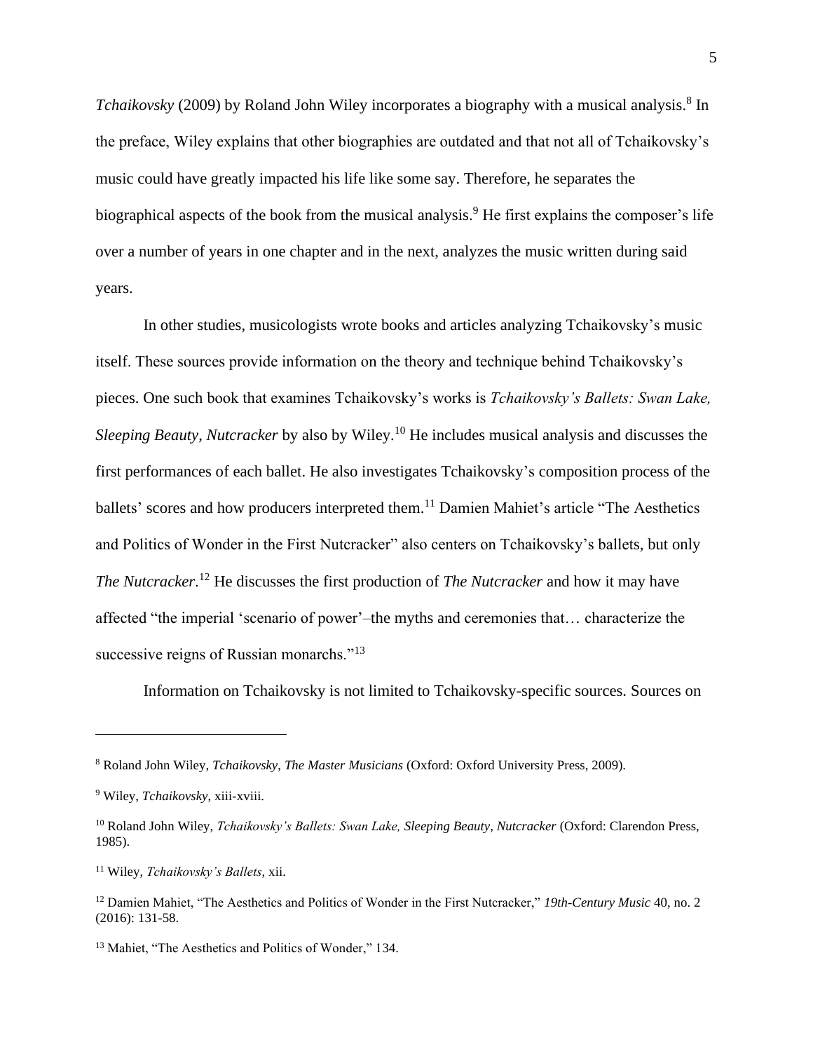*Tchaikovsky* (2009) by Roland John Wiley incorporates a biography with a musical analysis.[8] In the preface, Wiley explains that other biographies are outdated and that not all of Tchaikovsky's music could have greatly impacted his life like some say. Therefore, he separates the biographical aspects of the book from the musical analysis.[9] He first explains the composer's life over a number of years in one chapter and in the next, analyzes the music written during said years.

In other studies, musicologists wrote books and articles analyzing Tchaikovsky's music itself. These sources provide information on the theory and technique behind Tchaikovsky's pieces. One such book that examines Tchaikovsky's works is *Tchaikovsky's Ballets: Swan Lake, Sleeping Beauty*, *Nutcracker* by also by Wiley.[10] He includes musical analysis and discusses the first performances of each ballet. He also investigates Tchaikovsky's composition process of the ballets' scores and how producers interpreted them.[11] Damien Mahiet's article "The Aesthetics and Politics of Wonder in the First Nutcracker" also centers on Tchaikovsky's ballets, but only *The Nutcracker*.[12] He discusses the first production of *The Nutcracker* and how it may have affected "the imperial 'scenario of power'–the myths and ceremonies that… characterize the successive reigns of Russian monarchs."[13]

Information on Tchaikovsky is not limited to Tchaikovsky-specific sources. Sources on

---

[8] Roland John Wiley, *Tchaikovsky*, *The Master Musicians* (Oxford: Oxford University Press, 2009).

[9] Wiley, *Tchaikovsky*, xiii-xviii.

[10] Roland John Wiley, *Tchaikovsky's Ballets: Swan Lake, Sleeping Beauty, Nutcracker* (Oxford: Clarendon Press, 1985).

[11] Wiley, *Tchaikovsky's Ballets*, xii.

[12] Damien Mahiet, "The Aesthetics and Politics of Wonder in the First Nutcracker," *19th-Century Music* 40, no. 2 (2016): 131-58.

[13] Mahiet, "The Aesthetics and Politics of Wonder," 134.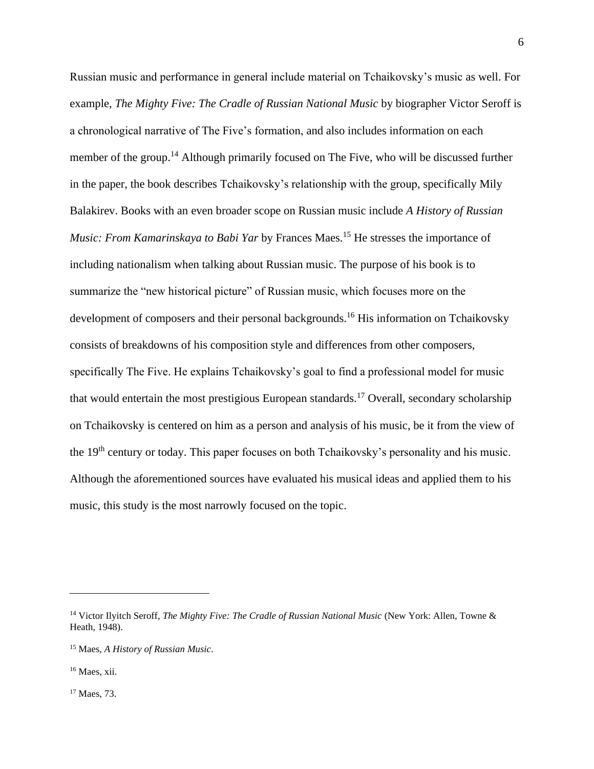Russian music and performance in general include material on Tchaikovsky's music as well. For example, *The Mighty Five: The Cradle of Russian National Music* by biographer Victor Seroff is a chronological narrative of The Five's formation, and also includes information on each member of the group.[14] Although primarily focused on The Five, who will be discussed further in the paper, the book describes Tchaikovsky's relationship with the group, specifically Mily Balakirev. Books with an even broader scope on Russian music include *A History of Russian Music: From Kamarinskaya to Babi Yar* by Frances Maes.[15] He stresses the importance of including nationalism when talking about Russian music. The purpose of his book is to summarize the "new historical picture" of Russian music, which focuses more on the development of composers and their personal backgrounds.[16] His information on Tchaikovsky consists of breakdowns of his composition style and differences from other composers, specifically The Five. He explains Tchaikovsky's goal to find a professional model for music that would entertain the most prestigious European standards.[17] Overall, secondary scholarship on Tchaikovsky is centered on him as a person and analysis of his music, be it from the view of the 19th century or today. This paper focuses on both Tchaikovsky's personality and his music. Although the aforementioned sources have evaluated his musical ideas and applied them to his music, this study is the most narrowly focused on the topic.

---

[14] Victor Ilyitch Seroff, *The Mighty Five: The Cradle of Russian National Music* (New York: Allen, Towne & Heath, 1948).

[15] Maes, *A History of Russian Music*.

[16] Maes, xii.

[17] Maes, 73.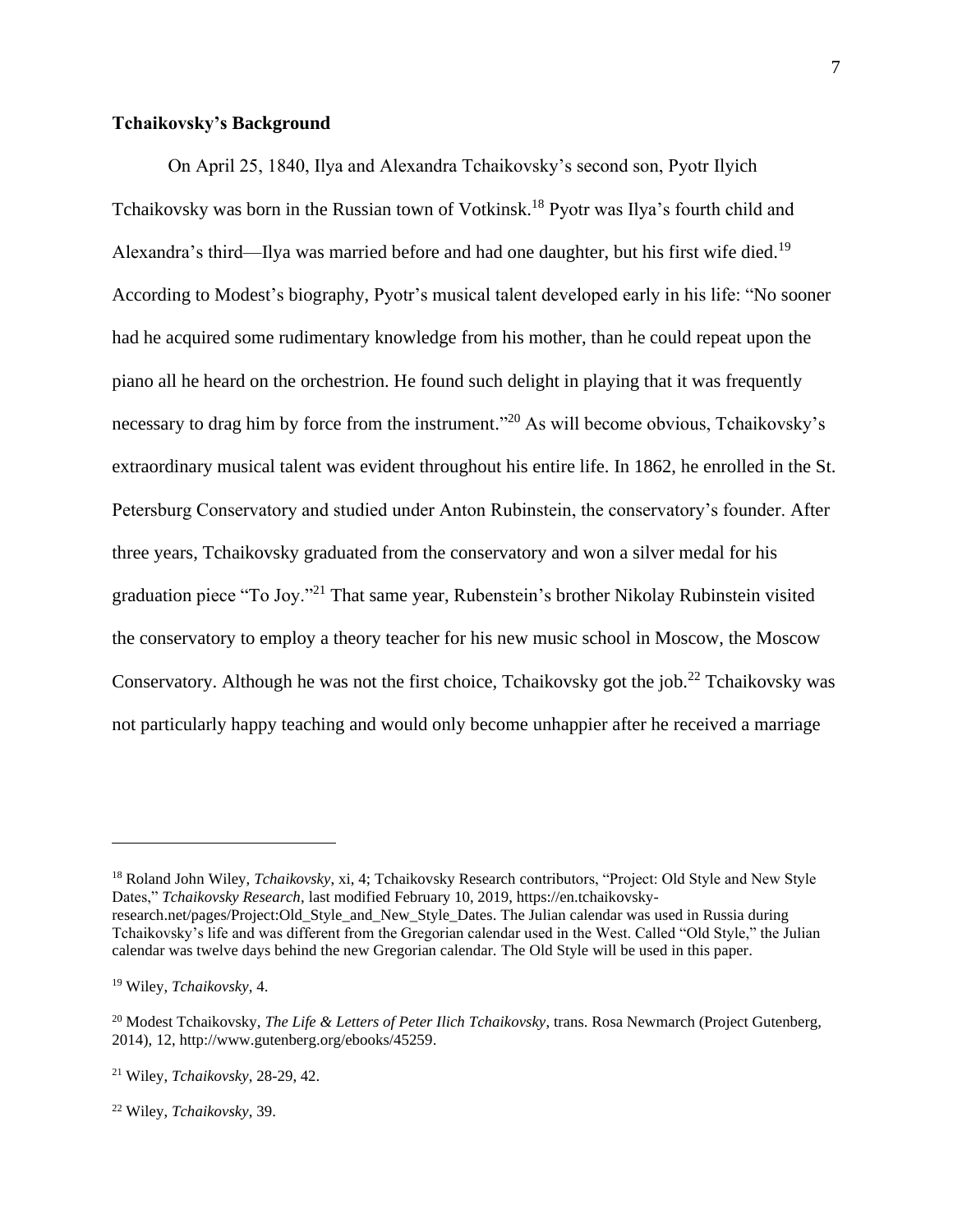### Tchaikovsky's Background

On April 25, 1840, Ilya and Alexandra Tchaikovsky's second son, Pyotr Ilyich Tchaikovsky was born in the Russian town of Votkinsk.[18] Pyotr was Ilya's fourth child and Alexandra's third—Ilya was married before and had one daughter, but his first wife died.[19] According to Modest's biography, Pyotr's musical talent developed early in his life: "No sooner had he acquired some rudimentary knowledge from his mother, than he could repeat upon the piano all he heard on the orchestrion. He found such delight in playing that it was frequently necessary to drag him by force from the instrument."[20] As will become obvious, Tchaikovsky's extraordinary musical talent was evident throughout his entire life. In 1862, he enrolled in the St. Petersburg Conservatory and studied under Anton Rubinstein, the conservatory's founder. After three years, Tchaikovsky graduated from the conservatory and won a silver medal for his graduation piece "To Joy."[21] That same year, Rubenstein's brother Nikolay Rubinstein visited the conservatory to employ a theory teacher for his new music school in Moscow, the Moscow Conservatory. Although he was not the first choice, Tchaikovsky got the job.[22] Tchaikovsky was not particularly happy teaching and would only become unhappier after he received a marriage

---

[18] Roland John Wiley, *Tchaikovsky*, xi, 4; Tchaikovsky Research contributors, "Project: Old Style and New Style Dates," *Tchaikovsky Research*, last modified February 10, 2019, https://en.tchaikovsky-research.net/pages/Project:Old_Style_and_New_Style_Dates. The Julian calendar was used in Russia during Tchaikovsky's life and was different from the Gregorian calendar used in the West. Called "Old Style," the Julian calendar was twelve days behind the new Gregorian calendar. The Old Style will be used in this paper.

[19] Wiley, *Tchaikovsky*, 4.

[20] Modest Tchaikovsky, *The Life & Letters of Peter Ilich Tchaikovsky*, trans. Rosa Newmarch (Project Gutenberg, 2014), 12, http://www.gutenberg.org/ebooks/45259.

[21] Wiley, *Tchaikovsky*, 28-29, 42.

[22] Wiley, *Tchaikovsky*, 39.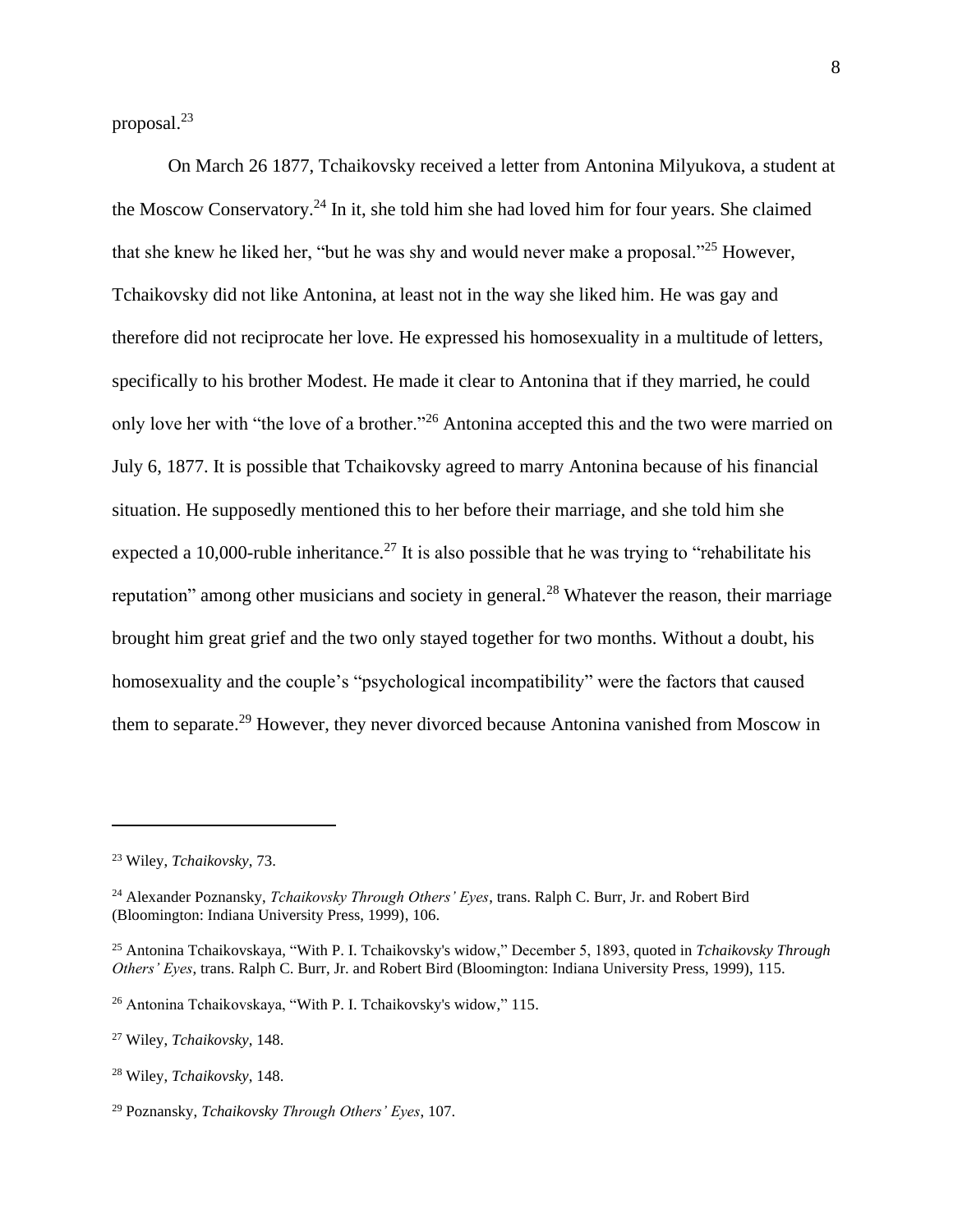proposal.[23]

On March 26 1877, Tchaikovsky received a letter from Antonina Milyukova, a student at the Moscow Conservatory.[24] In it, she told him she had loved him for four years. She claimed that she knew he liked her, "but he was shy and would never make a proposal."[25] However, Tchaikovsky did not like Antonina, at least not in the way she liked him. He was gay and therefore did not reciprocate her love. He expressed his homosexuality in a multitude of letters, specifically to his brother Modest. He made it clear to Antonina that if they married, he could only love her with "the love of a brother."[26] Antonina accepted this and the two were married on July 6, 1877. It is possible that Tchaikovsky agreed to marry Antonina because of his financial situation. He supposedly mentioned this to her before their marriage, and she told him she expected a 10,000-ruble inheritance.[27] It is also possible that he was trying to "rehabilitate his reputation" among other musicians and society in general.[28] Whatever the reason, their marriage brought him great grief and the two only stayed together for two months. Without a doubt, his homosexuality and the couple's "psychological incompatibility" were the factors that caused them to separate.[29] However, they never divorced because Antonina vanished from Moscow in

---

[23] Wiley, *Tchaikovsky*, 73.

[24] Alexander Poznansky, *Tchaikovsky Through Others' Eyes*, trans. Ralph C. Burr, Jr. and Robert Bird (Bloomington: Indiana University Press, 1999), 106.

[25] Antonina Tchaikovskaya, "With P. I. Tchaikovsky's widow," December 5, 1893, quoted in *Tchaikovsky Through Others' Eyes*, trans. Ralph C. Burr, Jr. and Robert Bird (Bloomington: Indiana University Press, 1999), 115.

[26] Antonina Tchaikovskaya, "With P. I. Tchaikovsky's widow," 115.

[27] Wiley, *Tchaikovsky*, 148.

[28] Wiley, *Tchaikovsky*, 148.

[29] Poznansky, *Tchaikovsky Through Others' Eyes*, 107.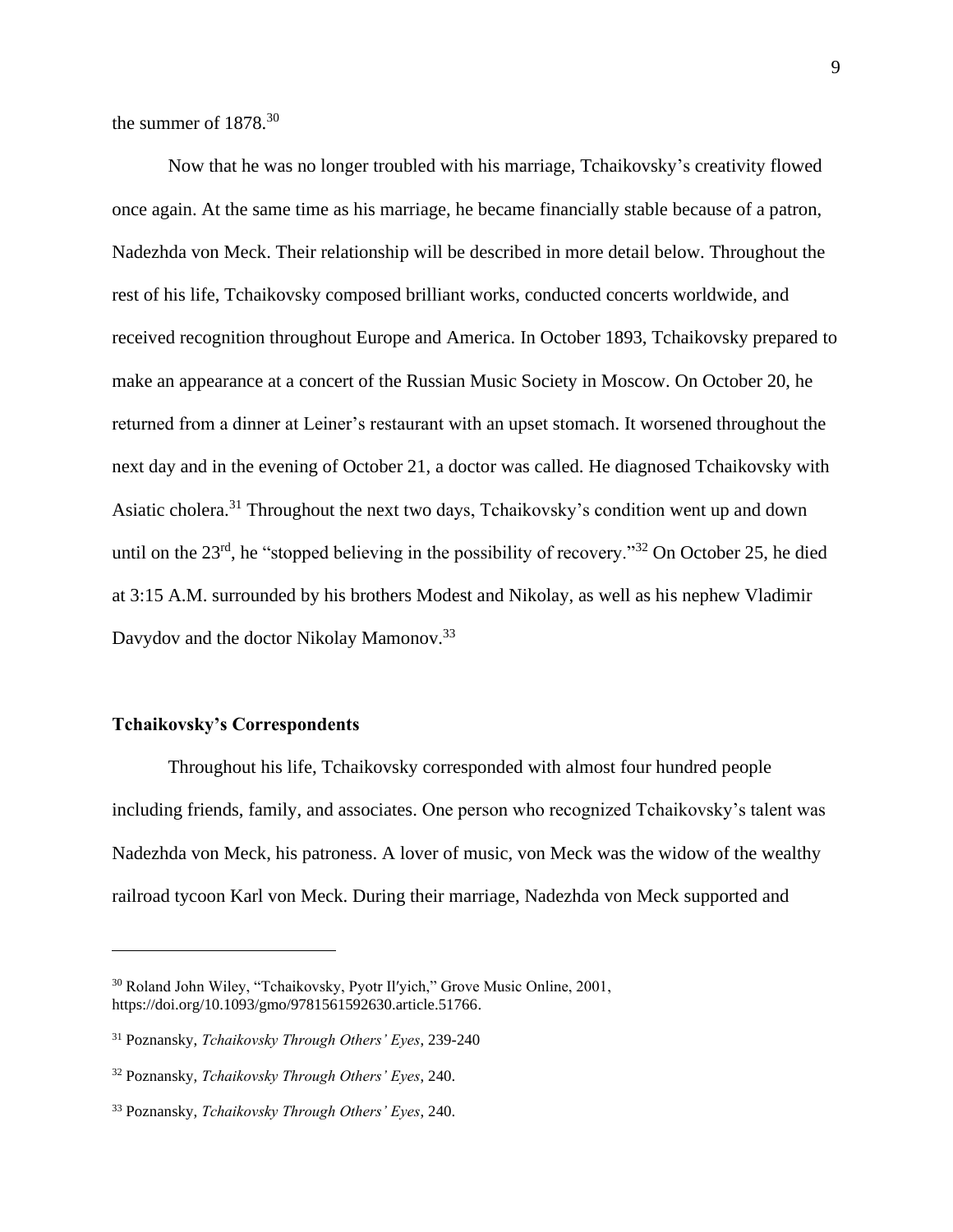the summer of 1878.[30]

Now that he was no longer troubled with his marriage, Tchaikovsky's creativity flowed once again. At the same time as his marriage, he became financially stable because of a patron, Nadezhda von Meck. Their relationship will be described in more detail below. Throughout the rest of his life, Tchaikovsky composed brilliant works, conducted concerts worldwide, and received recognition throughout Europe and America. In October 1893, Tchaikovsky prepared to make an appearance at a concert of the Russian Music Society in Moscow. On October 20, he returned from a dinner at Leiner's restaurant with an upset stomach. It worsened throughout the next day and in the evening of October 21, a doctor was called. He diagnosed Tchaikovsky with Asiatic cholera.[31] Throughout the next two days, Tchaikovsky's condition went up and down until on the 23rd, he "stopped believing in the possibility of recovery."[32] On October 25, he died at 3:15 A.M. surrounded by his brothers Modest and Nikolay, as well as his nephew Vladimir Davydov and the doctor Nikolay Mamonov.[33]

### Tchaikovsky's Correspondents

Throughout his life, Tchaikovsky corresponded with almost four hundred people including friends, family, and associates. One person who recognized Tchaikovsky's talent was Nadezhda von Meck, his patroness. A lover of music, von Meck was the widow of the wealthy railroad tycoon Karl von Meck. During their marriage, Nadezhda von Meck supported and

---

[30] Roland John Wiley, "Tchaikovsky, Pyotr Il′yich," Grove Music Online, 2001, https://doi.org/10.1093/gmo/9781561592630.article.51766.

[31] Poznansky, *Tchaikovsky Through Others' Eyes*, 239-240

[32] Poznansky, *Tchaikovsky Through Others' Eyes*, 240.

[33] Poznansky, *Tchaikovsky Through Others' Eyes*, 240.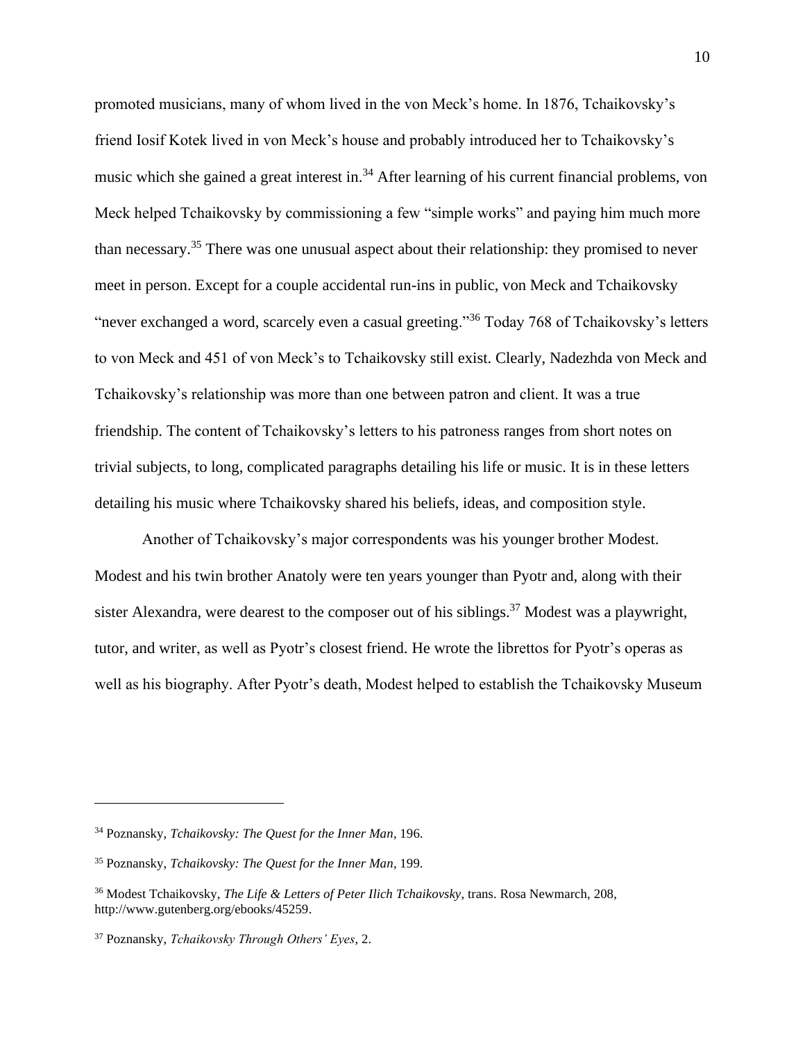promoted musicians, many of whom lived in the von Meck's home. In 1876, Tchaikovsky's friend Iosif Kotek lived in von Meck's house and probably introduced her to Tchaikovsky's music which she gained a great interest in.[34] After learning of his current financial problems, von Meck helped Tchaikovsky by commissioning a few "simple works" and paying him much more than necessary.[35] There was one unusual aspect about their relationship: they promised to never meet in person. Except for a couple accidental run-ins in public, von Meck and Tchaikovsky "never exchanged a word, scarcely even a casual greeting."[36] Today 768 of Tchaikovsky's letters to von Meck and 451 of von Meck's to Tchaikovsky still exist. Clearly, Nadezhda von Meck and Tchaikovsky's relationship was more than one between patron and client. It was a true friendship. The content of Tchaikovsky's letters to his patroness ranges from short notes on trivial subjects, to long, complicated paragraphs detailing his life or music. It is in these letters detailing his music where Tchaikovsky shared his beliefs, ideas, and composition style.

Another of Tchaikovsky's major correspondents was his younger brother Modest. Modest and his twin brother Anatoly were ten years younger than Pyotr and, along with their sister Alexandra, were dearest to the composer out of his siblings.[37] Modest was a playwright, tutor, and writer, as well as Pyotr's closest friend. He wrote the librettos for Pyotr's operas as well as his biography. After Pyotr's death, Modest helped to establish the Tchaikovsky Museum

---

[34] Poznansky, *Tchaikovsky: The Quest for the Inner Man*, 196.

[35] Poznansky, *Tchaikovsky: The Quest for the Inner Man*, 199.

[36] Modest Tchaikovsky, *The Life & Letters of Peter Ilich Tchaikovsky*, trans. Rosa Newmarch, 208, http://www.gutenberg.org/ebooks/45259.

[37] Poznansky, *Tchaikovsky Through Others' Eyes*, 2.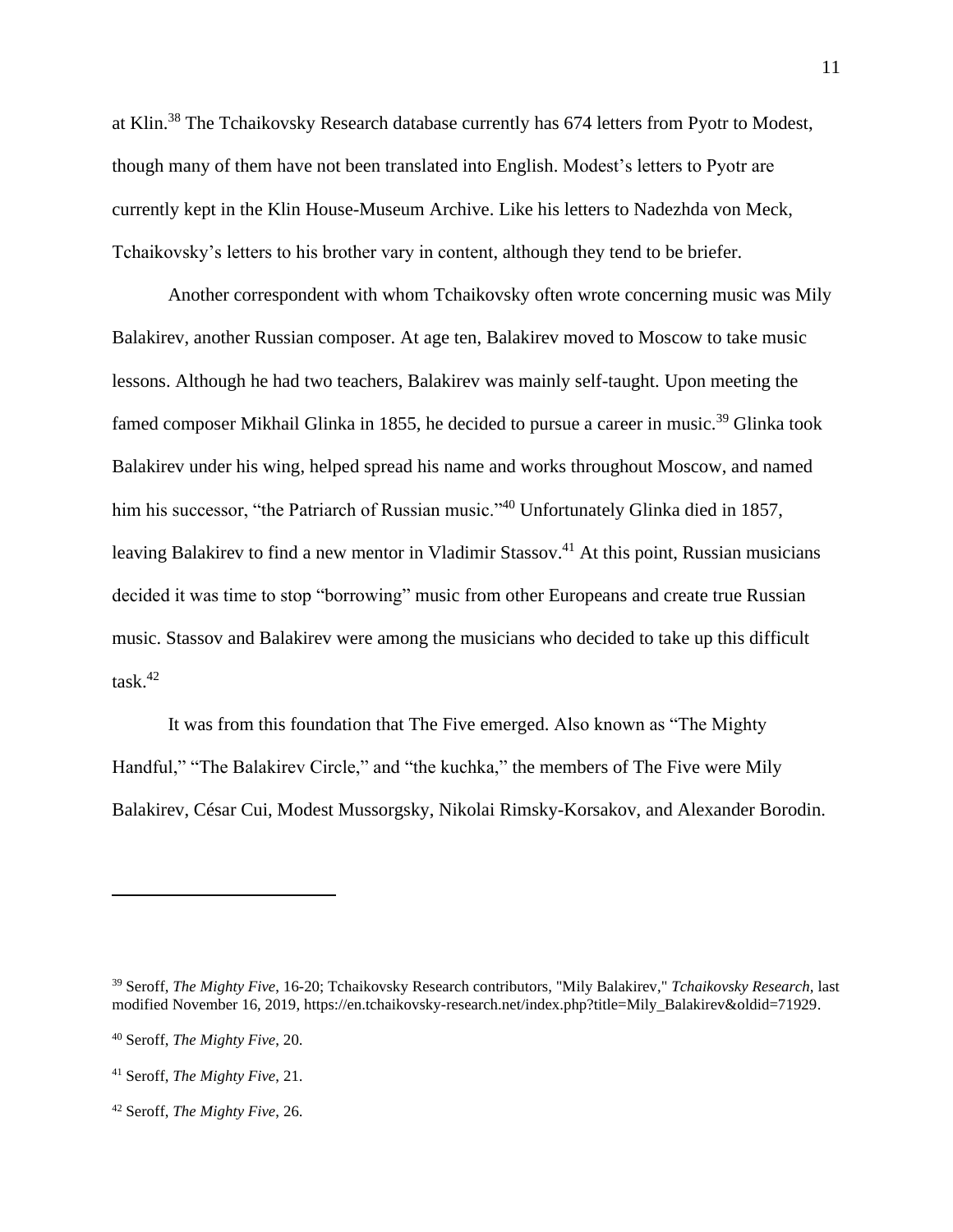at Klin.[38] The Tchaikovsky Research database currently has 674 letters from Pyotr to Modest, though many of them have not been translated into English. Modest's letters to Pyotr are currently kept in the Klin House-Museum Archive. Like his letters to Nadezhda von Meck, Tchaikovsky's letters to his brother vary in content, although they tend to be briefer.

Another correspondent with whom Tchaikovsky often wrote concerning music was Mily Balakirev, another Russian composer. At age ten, Balakirev moved to Moscow to take music lessons. Although he had two teachers, Balakirev was mainly self-taught. Upon meeting the famed composer Mikhail Glinka in 1855, he decided to pursue a career in music.[39] Glinka took Balakirev under his wing, helped spread his name and works throughout Moscow, and named him his successor, "the Patriarch of Russian music."[40] Unfortunately Glinka died in 1857, leaving Balakirev to find a new mentor in Vladimir Stassov.[41] At this point, Russian musicians decided it was time to stop "borrowing" music from other Europeans and create true Russian music. Stassov and Balakirev were among the musicians who decided to take up this difficult task.[42]

It was from this foundation that The Five emerged. Also known as "The Mighty Handful," "The Balakirev Circle," and "the kuchka," the members of The Five were Mily Balakirev, César Cui, Modest Mussorgsky, Nikolai Rimsky-Korsakov, and Alexander Borodin.

---

[39] Seroff, *The Mighty Five*, 16-20; Tchaikovsky Research contributors, "Mily Balakirev," *Tchaikovsky Research*, last modified November 16, 2019, https://en.tchaikovsky-research.net/index.php?title=Mily_Balakirev&oldid=71929.

[40] Seroff, *The Mighty Five*, 20.

[41] Seroff, *The Mighty Five*, 21.

[42] Seroff, *The Mighty Five*, 26.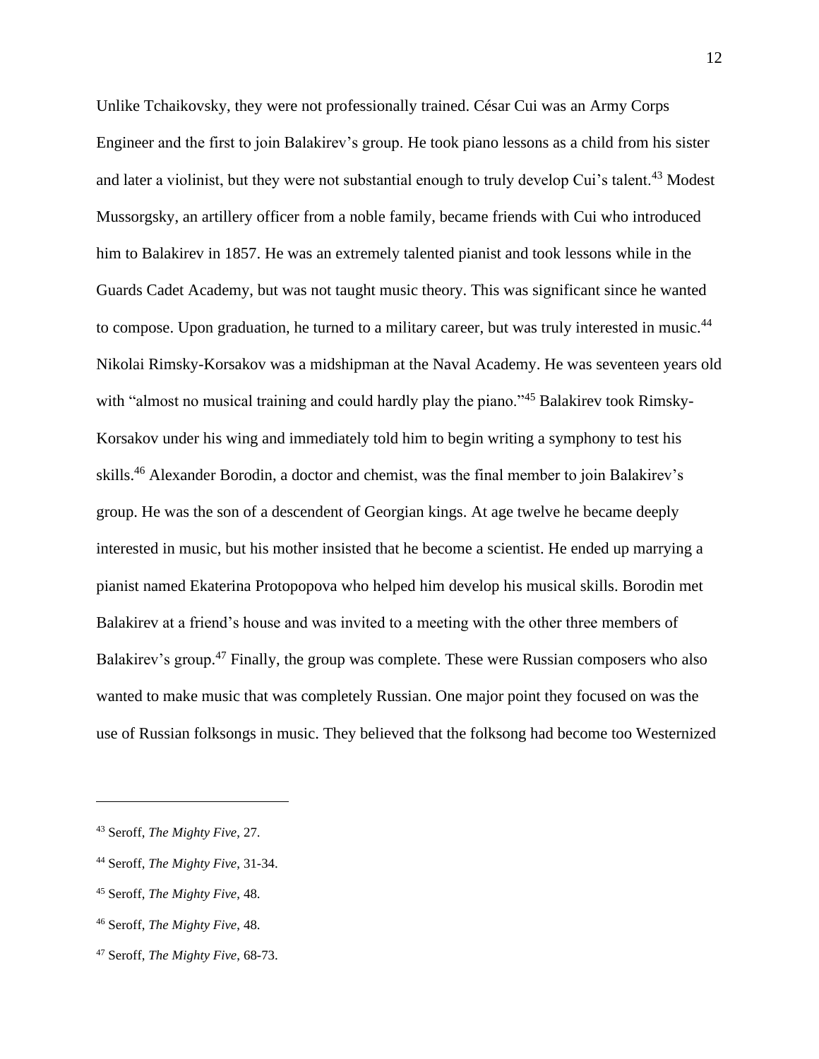Unlike Tchaikovsky, they were not professionally trained. César Cui was an Army Corps Engineer and the first to join Balakirev's group. He took piano lessons as a child from his sister and later a violinist, but they were not substantial enough to truly develop Cui's talent.[43] Modest Mussorgsky, an artillery officer from a noble family, became friends with Cui who introduced him to Balakirev in 1857. He was an extremely talented pianist and took lessons while in the Guards Cadet Academy, but was not taught music theory. This was significant since he wanted to compose. Upon graduation, he turned to a military career, but was truly interested in music.[44] Nikolai Rimsky-Korsakov was a midshipman at the Naval Academy. He was seventeen years old with "almost no musical training and could hardly play the piano."[45] Balakirev took Rimsky-Korsakov under his wing and immediately told him to begin writing a symphony to test his skills.[46] Alexander Borodin, a doctor and chemist, was the final member to join Balakirev's group. He was the son of a descendent of Georgian kings. At age twelve he became deeply interested in music, but his mother insisted that he become a scientist. He ended up marrying a pianist named Ekaterina Protopopova who helped him develop his musical skills. Borodin met Balakirev at a friend's house and was invited to a meeting with the other three members of Balakirev's group.[47] Finally, the group was complete. These were Russian composers who also wanted to make music that was completely Russian. One major point they focused on was the use of Russian folksongs in music. They believed that the folksong had become too Westernized

---

[43] Seroff, *The Mighty Five*, 27.

[44] Seroff, *The Mighty Five*, 31-34.

[45] Seroff, *The Mighty Five*, 48.

[46] Seroff, *The Mighty Five*, 48.

[47] Seroff, *The Mighty Five*, 68-73.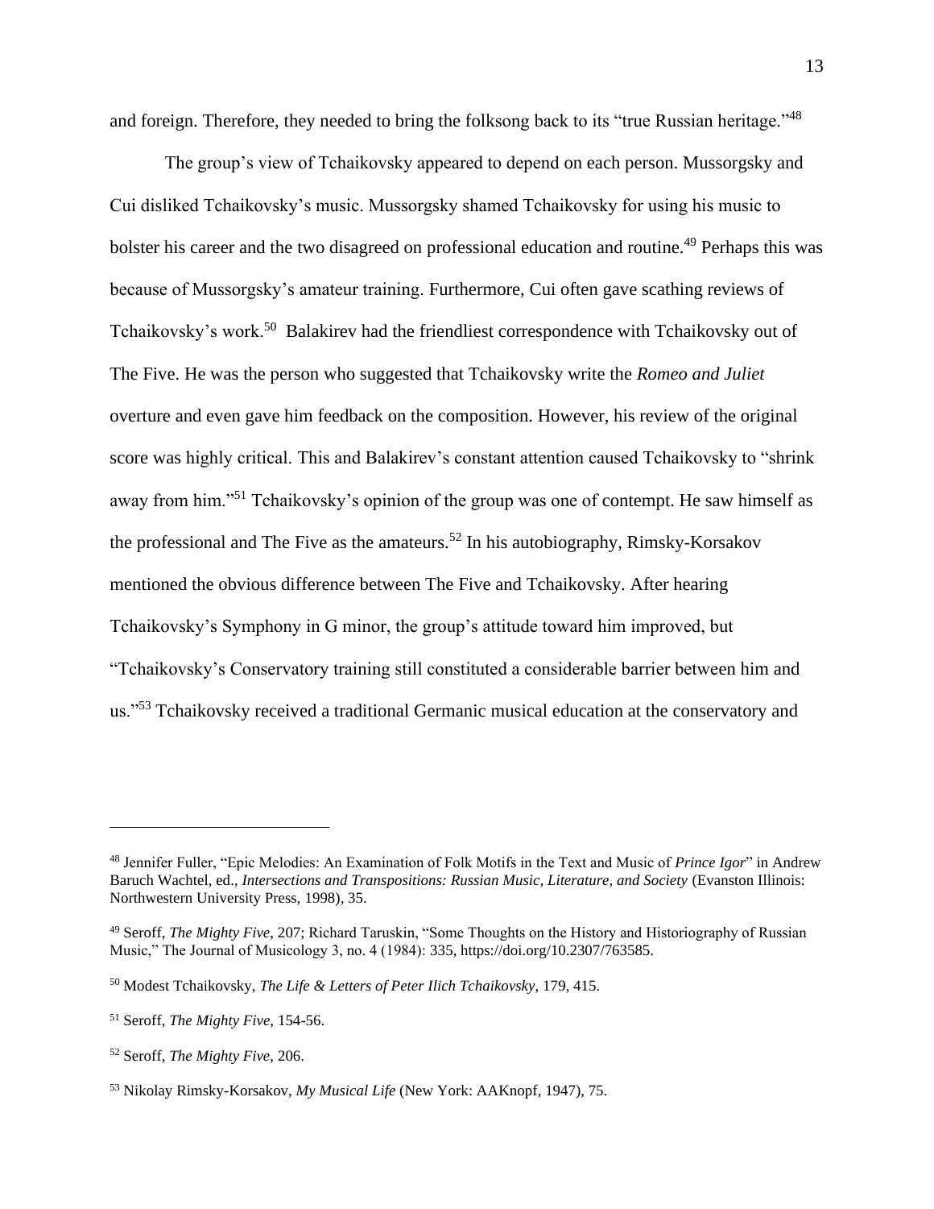and foreign. Therefore, they needed to bring the folksong back to its "true Russian heritage."[48]

The group's view of Tchaikovsky appeared to depend on each person. Mussorgsky and Cui disliked Tchaikovsky's music. Mussorgsky shamed Tchaikovsky for using his music to bolster his career and the two disagreed on professional education and routine.[49] Perhaps this was because of Mussorgsky's amateur training. Furthermore, Cui often gave scathing reviews of Tchaikovsky's work.[50] Balakirev had the friendliest correspondence with Tchaikovsky out of The Five. He was the person who suggested that Tchaikovsky write the *Romeo and Juliet* overture and even gave him feedback on the composition. However, his review of the original score was highly critical. This and Balakirev's constant attention caused Tchaikovsky to "shrink away from him."[51] Tchaikovsky's opinion of the group was one of contempt. He saw himself as the professional and The Five as the amateurs.[52] In his autobiography, Rimsky-Korsakov mentioned the obvious difference between The Five and Tchaikovsky. After hearing Tchaikovsky's Symphony in G minor, the group's attitude toward him improved, but "Tchaikovsky's Conservatory training still constituted a considerable barrier between him and us."[53] Tchaikovsky received a traditional Germanic musical education at the conservatory and

---

[48] Jennifer Fuller, "Epic Melodies: An Examination of Folk Motifs in the Text and Music of *Prince Igor*" in Andrew Baruch Wachtel, ed., *Intersections and Transpositions: Russian Music, Literature, and Society* (Evanston Illinois: Northwestern University Press, 1998), 35.

[49] Seroff, *The Mighty Five*, 207; Richard Taruskin, "Some Thoughts on the History and Historiography of Russian Music," The Journal of Musicology 3, no. 4 (1984): 335, https://doi.org/10.2307/763585.

[50] Modest Tchaikovsky, *The Life & Letters of Peter Ilich Tchaikovsky*, 179, 415.

[51] Seroff, *The Mighty Five*, 154-56.

[52] Seroff, *The Mighty Five*, 206.

[53] Nikolay Rimsky-Korsakov, *My Musical Life* (New York: AAKnopf, 1947), 75.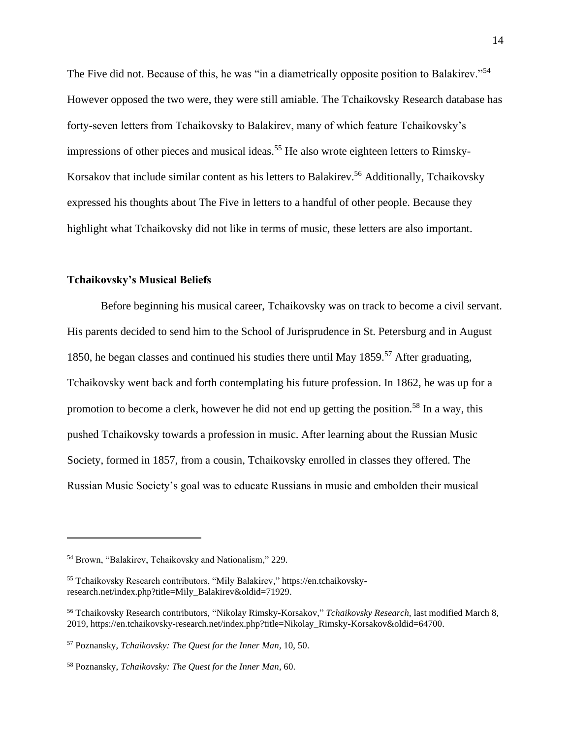The Five did not. Because of this, he was "in a diametrically opposite position to Balakirev."[54] However opposed the two were, they were still amiable. The Tchaikovsky Research database has forty-seven letters from Tchaikovsky to Balakirev, many of which feature Tchaikovsky's impressions of other pieces and musical ideas.[55] He also wrote eighteen letters to Rimsky-Korsakov that include similar content as his letters to Balakirev.[56] Additionally, Tchaikovsky expressed his thoughts about The Five in letters to a handful of other people. Because they highlight what Tchaikovsky did not like in terms of music, these letters are also important.

### Tchaikovsky's Musical Beliefs

Before beginning his musical career, Tchaikovsky was on track to become a civil servant. His parents decided to send him to the School of Jurisprudence in St. Petersburg and in August 1850, he began classes and continued his studies there until May 1859.[57] After graduating, Tchaikovsky went back and forth contemplating his future profession. In 1862, he was up for a promotion to become a clerk, however he did not end up getting the position.[58] In a way, this pushed Tchaikovsky towards a profession in music. After learning about the Russian Music Society, formed in 1857, from a cousin, Tchaikovsky enrolled in classes they offered. The Russian Music Society's goal was to educate Russians in music and embolden their musical

---

[54] Brown, "Balakirev, Tchaikovsky and Nationalism," 229.

[55] Tchaikovsky Research contributors, "Mily Balakirev," https://en.tchaikovsky-research.net/index.php?title=Mily_Balakirev&oldid=71929.

[56] Tchaikovsky Research contributors, "Nikolay Rimsky-Korsakov," *Tchaikovsky Research*, last modified March 8, 2019, https://en.tchaikovsky-research.net/index.php?title=Nikolay_Rimsky-Korsakov&oldid=64700.

[57] Poznansky, *Tchaikovsky: The Quest for the Inner Man*, 10, 50.

[58] Poznansky, *Tchaikovsky: The Quest for the Inner Man*, 60.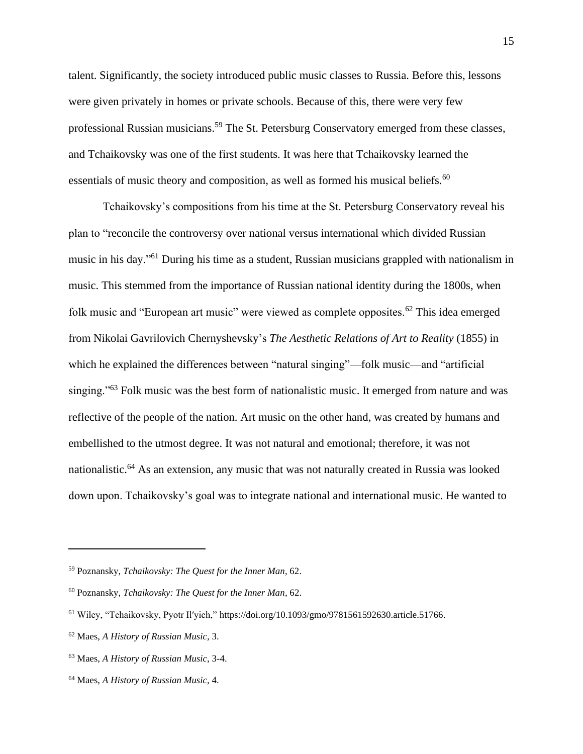talent. Significantly, the society introduced public music classes to Russia. Before this, lessons were given privately in homes or private schools. Because of this, there were very few professional Russian musicians.[59] The St. Petersburg Conservatory emerged from these classes, and Tchaikovsky was one of the first students. It was here that Tchaikovsky learned the essentials of music theory and composition, as well as formed his musical beliefs.[60]

Tchaikovsky's compositions from his time at the St. Petersburg Conservatory reveal his plan to "reconcile the controversy over national versus international which divided Russian music in his day."[61] During his time as a student, Russian musicians grappled with nationalism in music. This stemmed from the importance of Russian national identity during the 1800s, when folk music and "European art music" were viewed as complete opposites.[62] This idea emerged from Nikolai Gavrilovich Chernyshevsky's *The Aesthetic Relations of Art to Reality* (1855) in which he explained the differences between "natural singing"—folk music—and "artificial singing."[63] Folk music was the best form of nationalistic music. It emerged from nature and was reflective of the people of the nation. Art music on the other hand, was created by humans and embellished to the utmost degree. It was not natural and emotional; therefore, it was not nationalistic.[64] As an extension, any music that was not naturally created in Russia was looked down upon. Tchaikovsky's goal was to integrate national and international music. He wanted to

---

[59] Poznansky, *Tchaikovsky: The Quest for the Inner Man*, 62.

[60] Poznansky, *Tchaikovsky: The Quest for the Inner Man*, 62.

[61] Wiley, "Tchaikovsky, Pyotr Il′yich," https://doi.org/10.1093/gmo/9781561592630.article.51766.

[62] Maes, *A History of Russian Music*, 3.

[63] Maes, *A History of Russian Music*, 3-4.

[64] Maes, *A History of Russian Music*, 4.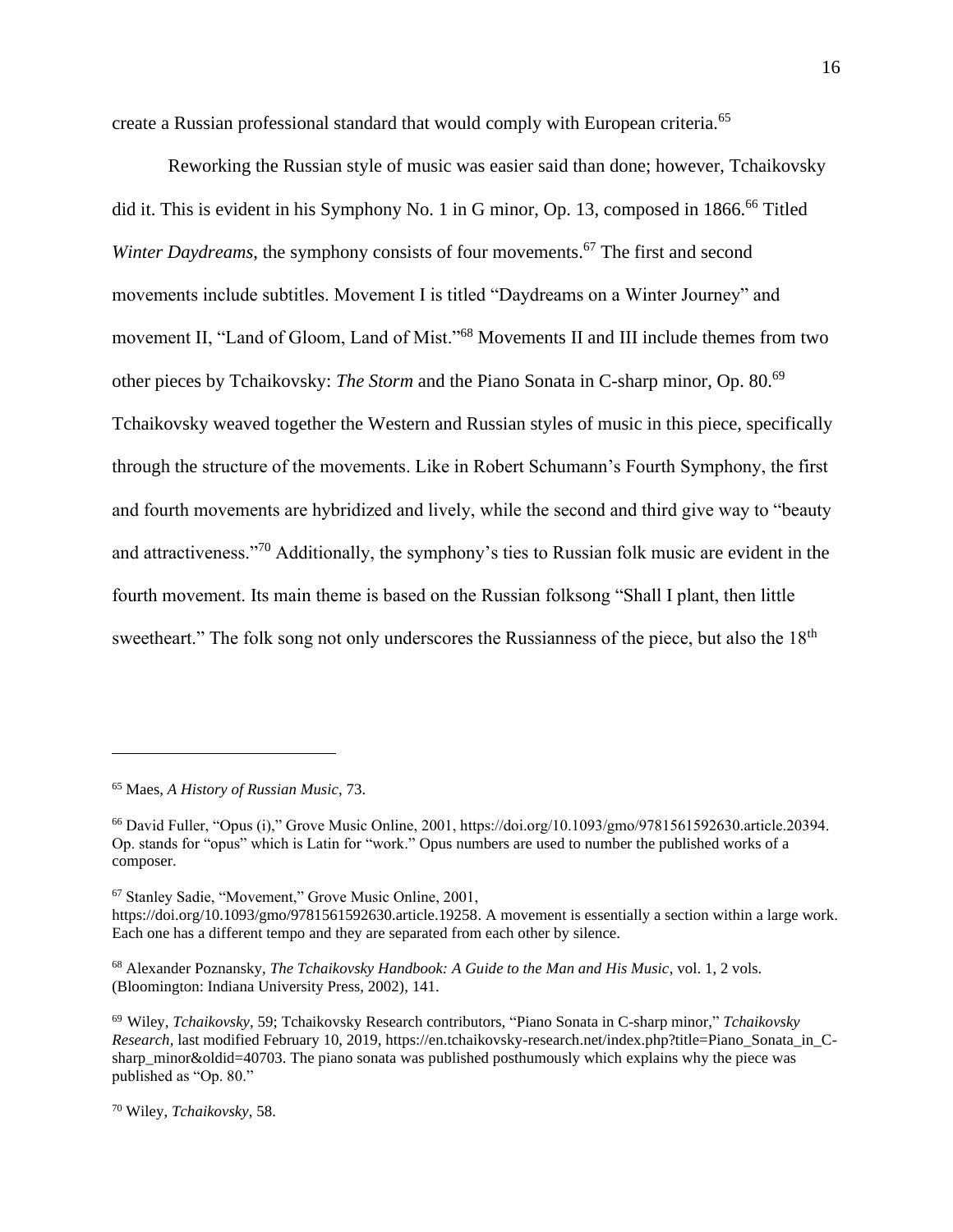create a Russian professional standard that would comply with European criteria.[65]

Reworking the Russian style of music was easier said than done; however, Tchaikovsky did it. This is evident in his Symphony No. 1 in G minor, Op. 13, composed in 1866.[66] Titled *Winter Daydreams*, the symphony consists of four movements.[67] The first and second movements include subtitles. Movement I is titled "Daydreams on a Winter Journey" and movement II, "Land of Gloom, Land of Mist."[68] Movements II and III include themes from two other pieces by Tchaikovsky: *The Storm* and the Piano Sonata in C-sharp minor, Op. 80.[69] Tchaikovsky weaved together the Western and Russian styles of music in this piece, specifically through the structure of the movements. Like in Robert Schumann's Fourth Symphony, the first and fourth movements are hybridized and lively, while the second and third give way to "beauty and attractiveness."[70] Additionally, the symphony's ties to Russian folk music are evident in the fourth movement. Its main theme is based on the Russian folksong "Shall I plant, then little sweetheart." The folk song not only underscores the Russianness of the piece, but also the 18th

---

[65] Maes, *A History of Russian Music*, 73.

[66] David Fuller, "Opus (i)," Grove Music Online, 2001, https://doi.org/10.1093/gmo/9781561592630.article.20394. Op. stands for "opus" which is Latin for "work." Opus numbers are used to number the published works of a composer.

[67] Stanley Sadie, "Movement," Grove Music Online, 2001, https://doi.org/10.1093/gmo/9781561592630.article.19258. A movement is essentially a section within a large work. Each one has a different tempo and they are separated from each other by silence.

[68] Alexander Poznansky, *The Tchaikovsky Handbook: A Guide to the Man and His Music*, vol. 1, 2 vols. (Bloomington: Indiana University Press, 2002), 141.

[69] Wiley, *Tchaikovsky*, 59; Tchaikovsky Research contributors, "Piano Sonata in C-sharp minor," *Tchaikovsky Research*, last modified February 10, 2019, https://en.tchaikovsky-research.net/index.php?title=Piano_Sonata_in_C-sharp_minor&oldid=40703. The piano sonata was published posthumously which explains why the piece was published as "Op. 80."

[70] Wiley, *Tchaikovsky*, 58.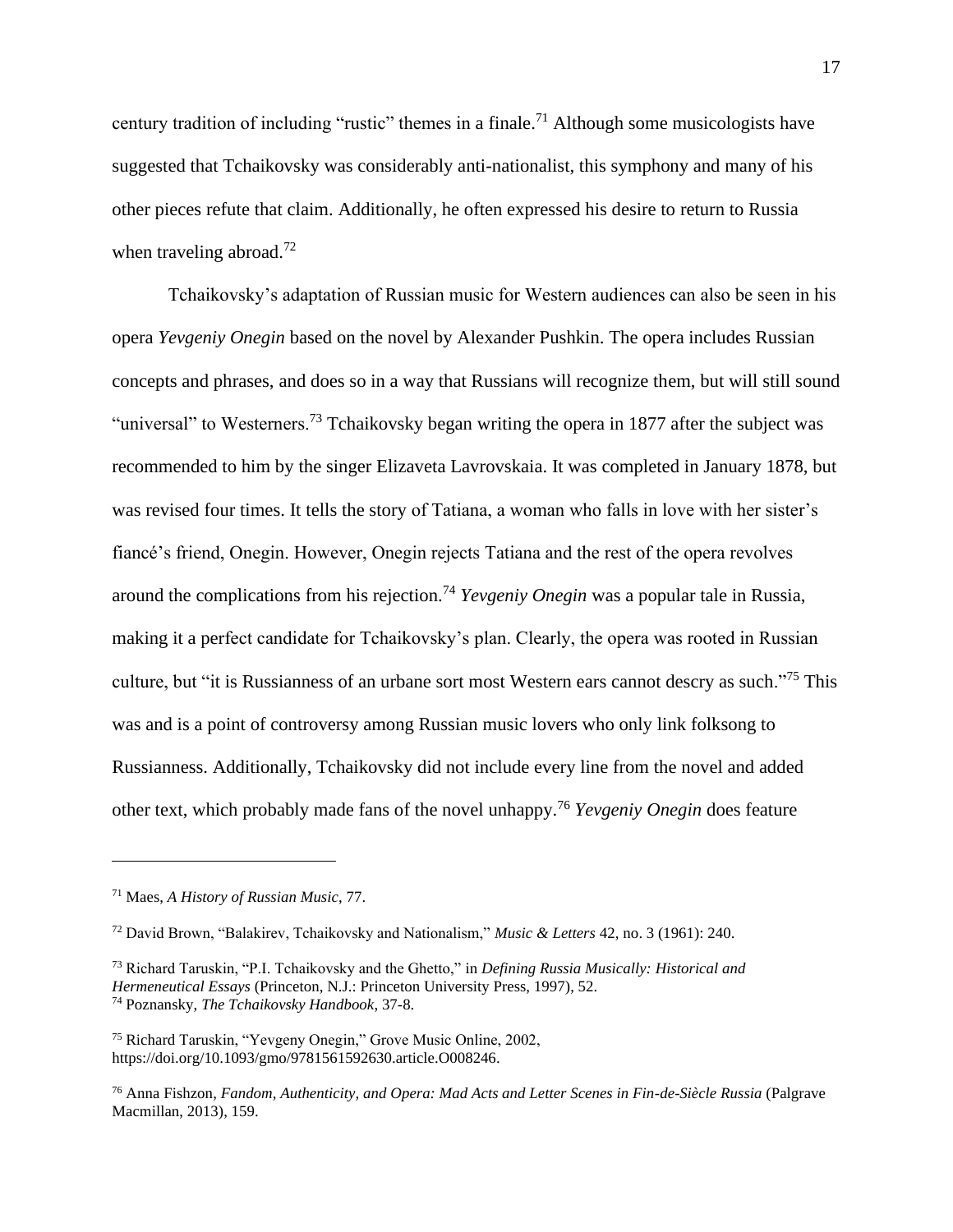century tradition of including "rustic" themes in a finale.[71] Although some musicologists have suggested that Tchaikovsky was considerably anti-nationalist, this symphony and many of his other pieces refute that claim. Additionally, he often expressed his desire to return to Russia when traveling abroad.[72]

Tchaikovsky's adaptation of Russian music for Western audiences can also be seen in his opera *Yevgeniy Onegin* based on the novel by Alexander Pushkin. The opera includes Russian concepts and phrases, and does so in a way that Russians will recognize them, but will still sound "universal" to Westerners.[73] Tchaikovsky began writing the opera in 1877 after the subject was recommended to him by the singer Elizaveta Lavrovskaia. It was completed in January 1878, but was revised four times. It tells the story of Tatiana, a woman who falls in love with her sister's fiancé's friend, Onegin. However, Onegin rejects Tatiana and the rest of the opera revolves around the complications from his rejection.[74] *Yevgeniy Onegin* was a popular tale in Russia, making it a perfect candidate for Tchaikovsky's plan. Clearly, the opera was rooted in Russian culture, but "it is Russianness of an urbane sort most Western ears cannot descry as such."[75] This was and is a point of controversy among Russian music lovers who only link folksong to Russianness. Additionally, Tchaikovsky did not include every line from the novel and added other text, which probably made fans of the novel unhappy.[76] *Yevgeniy Onegin* does feature

---

[71] Maes, *A History of Russian Music*, 77.

[72] David Brown, "Balakirev, Tchaikovsky and Nationalism," *Music & Letters* 42, no. 3 (1961): 240.

[73] Richard Taruskin, "P.I. Tchaikovsky and the Ghetto," in *Defining Russia Musically: Historical and Hermeneutical Essays* (Princeton, N.J.: Princeton University Press, 1997), 52.

[74] Poznansky, *The Tchaikovsky Handbook*, 37-8.

[75] Richard Taruskin, "Yevgeny Onegin," Grove Music Online, 2002, https://doi.org/10.1093/gmo/9781561592630.article.O008246.

[76] Anna Fishzon, *Fandom, Authenticity, and Opera: Mad Acts and Letter Scenes in Fin-de-Siècle Russia* (Palgrave Macmillan, 2013), 159.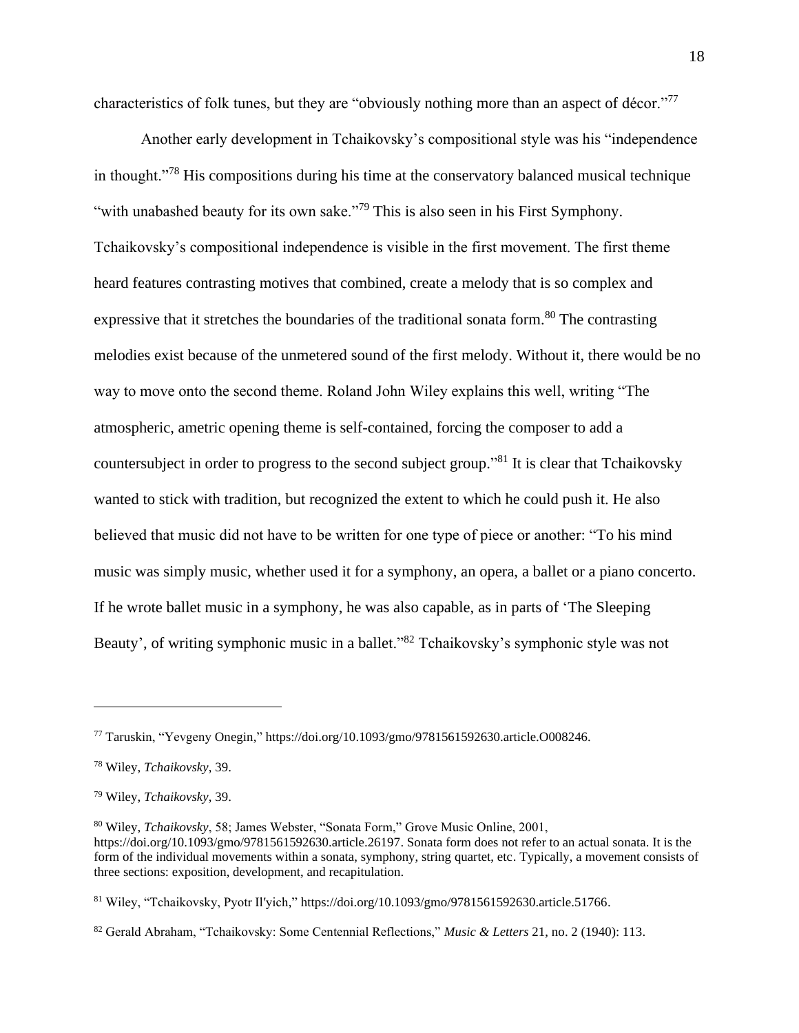characteristics of folk tunes, but they are "obviously nothing more than an aspect of décor."[77]

Another early development in Tchaikovsky's compositional style was his "independence in thought."[78] His compositions during his time at the conservatory balanced musical technique "with unabashed beauty for its own sake."[79] This is also seen in his First Symphony. Tchaikovsky's compositional independence is visible in the first movement. The first theme heard features contrasting motives that combined, create a melody that is so complex and expressive that it stretches the boundaries of the traditional sonata form.[80] The contrasting melodies exist because of the unmetered sound of the first melody. Without it, there would be no way to move onto the second theme. Roland John Wiley explains this well, writing "The atmospheric, ametric opening theme is self-contained, forcing the composer to add a countersubject in order to progress to the second subject group."[81] It is clear that Tchaikovsky wanted to stick with tradition, but recognized the extent to which he could push it. He also believed that music did not have to be written for one type of piece or another: "To his mind music was simply music, whether used it for a symphony, an opera, a ballet or a piano concerto. If he wrote ballet music in a symphony, he was also capable, as in parts of 'The Sleeping Beauty', of writing symphonic music in a ballet."[82] Tchaikovsky's symphonic style was not

---

[77] Taruskin, "Yevgeny Onegin," https://doi.org/10.1093/gmo/9781561592630.article.O008246.

[78] Wiley, *Tchaikovsky*, 39.

[79] Wiley, *Tchaikovsky*, 39.

[80] Wiley, *Tchaikovsky*, 58; James Webster, "Sonata Form," Grove Music Online, 2001, https://doi.org/10.1093/gmo/9781561592630.article.26197. Sonata form does not refer to an actual sonata. It is the form of the individual movements within a sonata, symphony, string quartet, etc. Typically, a movement consists of three sections: exposition, development, and recapitulation.

[81] Wiley, "Tchaikovsky, Pyotr Il′yich," https://doi.org/10.1093/gmo/9781561592630.article.51766.

[82] Gerald Abraham, "Tchaikovsky: Some Centennial Reflections," *Music & Letters* 21, no. 2 (1940): 113.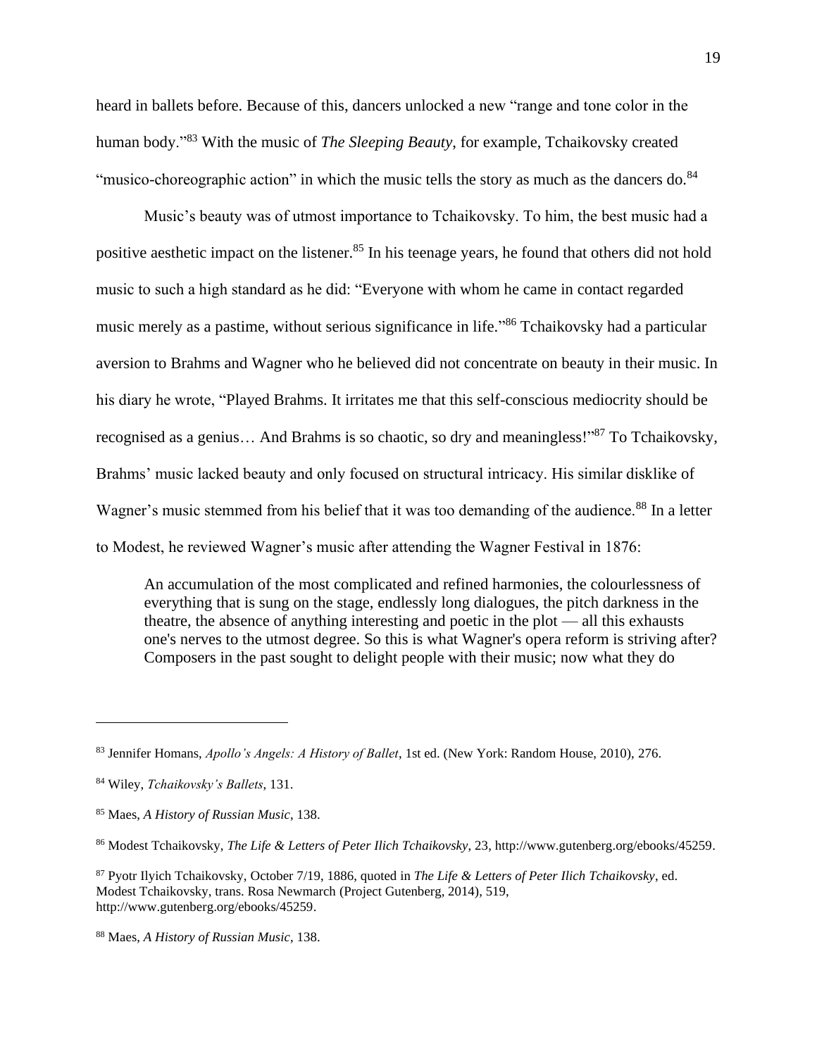heard in ballets before. Because of this, dancers unlocked a new "range and tone color in the human body."[83] With the music of *The Sleeping Beauty*, for example, Tchaikovsky created "musico-choreographic action" in which the music tells the story as much as the dancers do.[84]

Music's beauty was of utmost importance to Tchaikovsky. To him, the best music had a positive aesthetic impact on the listener.[85] In his teenage years, he found that others did not hold music to such a high standard as he did: "Everyone with whom he came in contact regarded music merely as a pastime, without serious significance in life."[86] Tchaikovsky had a particular aversion to Brahms and Wagner who he believed did not concentrate on beauty in their music. In his diary he wrote, "Played Brahms. It irritates me that this self-conscious mediocrity should be recognised as a genius… And Brahms is so chaotic, so dry and meaningless!"[87] To Tchaikovsky, Brahms' music lacked beauty and only focused on structural intricacy. His similar disklike of Wagner's music stemmed from his belief that it was too demanding of the audience.[88] In a letter to Modest, he reviewed Wagner's music after attending the Wagner Festival in 1876:

> An accumulation of the most complicated and refined harmonies, the colourlessness of everything that is sung on the stage, endlessly long dialogues, the pitch darkness in the theatre, the absence of anything interesting and poetic in the plot — all this exhausts one's nerves to the utmost degree. So this is what Wagner's opera reform is striving after? Composers in the past sought to delight people with their music; now what they do

---

[83] Jennifer Homans, *Apollo's Angels: A History of Ballet*, 1st ed. (New York: Random House, 2010), 276.

[84] Wiley, *Tchaikovsky's Ballets*, 131.

[85] Maes, *A History of Russian Music*, 138.

[86] Modest Tchaikovsky, *The Life & Letters of Peter Ilich Tchaikovsky*, 23, http://www.gutenberg.org/ebooks/45259.

[87] Pyotr Ilyich Tchaikovsky, October 7/19, 1886, quoted in *The Life & Letters of Peter Ilich Tchaikovsky*, ed. Modest Tchaikovsky, trans. Rosa Newmarch (Project Gutenberg, 2014), 519, http://www.gutenberg.org/ebooks/45259.

[88] Maes, *A History of Russian Music*, 138.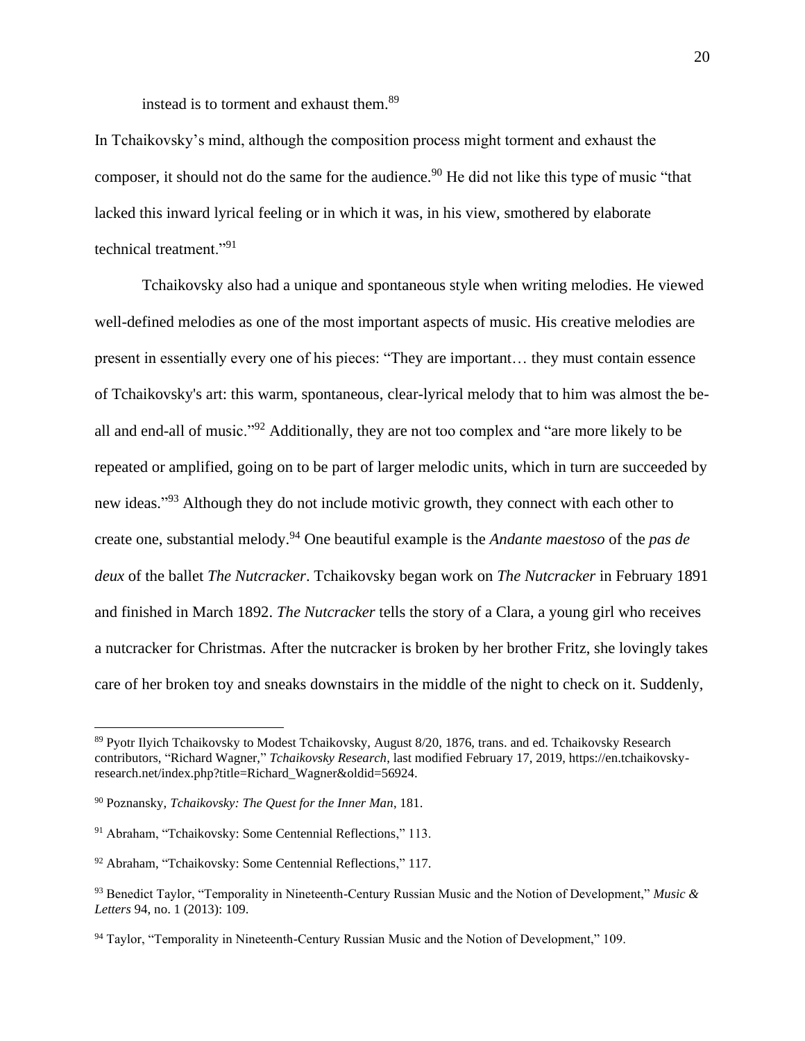instead is to torment and exhaust them.[89]

In Tchaikovsky's mind, although the composition process might torment and exhaust the composer, it should not do the same for the audience.[90] He did not like this type of music "that lacked this inward lyrical feeling or in which it was, in his view, smothered by elaborate technical treatment."[91]

Tchaikovsky also had a unique and spontaneous style when writing melodies. He viewed well-defined melodies as one of the most important aspects of music. His creative melodies are present in essentially every one of his pieces: "They are important… they must contain essence of Tchaikovsky's art: this warm, spontaneous, clear-lyrical melody that to him was almost the be-all and end-all of music."[92] Additionally, they are not too complex and "are more likely to be repeated or amplified, going on to be part of larger melodic units, which in turn are succeeded by new ideas."[93] Although they do not include motivic growth, they connect with each other to create one, substantial melody.[94] One beautiful example is the *Andante maestoso* of the *pas de deux* of the ballet *The Nutcracker*. Tchaikovsky began work on *The Nutcracker* in February 1891 and finished in March 1892. *The Nutcracker* tells the story of a Clara, a young girl who receives a nutcracker for Christmas. After the nutcracker is broken by her brother Fritz, she lovingly takes care of her broken toy and sneaks downstairs in the middle of the night to check on it. Suddenly,

---

[89] Pyotr Ilyich Tchaikovsky to Modest Tchaikovsky, August 8/20, 1876, trans. and ed. Tchaikovsky Research contributors, "Richard Wagner," *Tchaikovsky Research*, last modified February 17, 2019, https://en.tchaikovsky-research.net/index.php?title=Richard_Wagner&oldid=56924.

[90] Poznansky, *Tchaikovsky: The Quest for the Inner Man*, 181.

[91] Abraham, "Tchaikovsky: Some Centennial Reflections," 113.

[92] Abraham, "Tchaikovsky: Some Centennial Reflections," 117.

[93] Benedict Taylor, "Temporality in Nineteenth-Century Russian Music and the Notion of Development," *Music & Letters* 94, no. 1 (2013): 109.

[94] Taylor, "Temporality in Nineteenth-Century Russian Music and the Notion of Development," 109.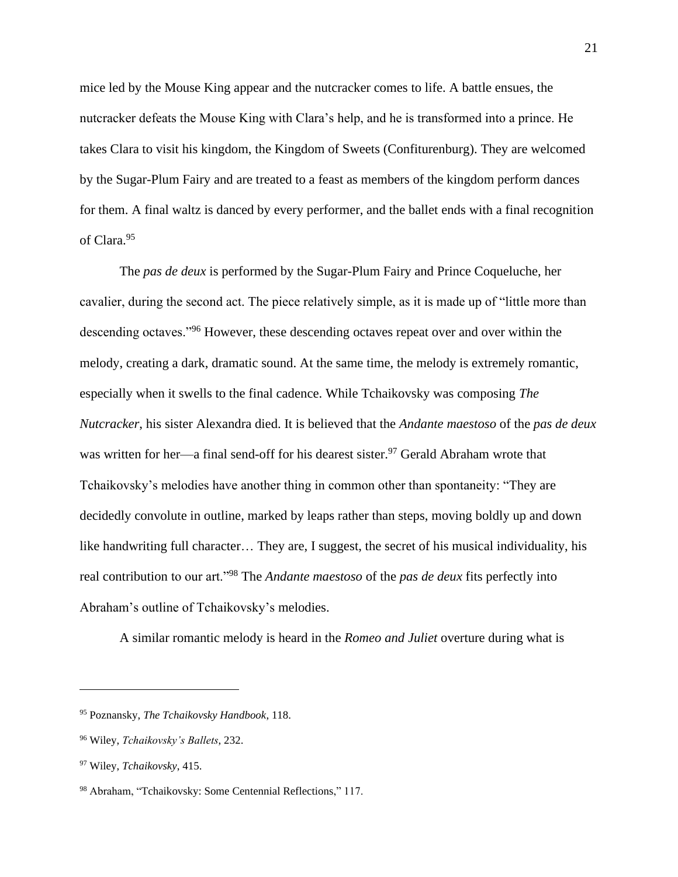mice led by the Mouse King appear and the nutcracker comes to life. A battle ensues, the nutcracker defeats the Mouse King with Clara's help, and he is transformed into a prince. He takes Clara to visit his kingdom, the Kingdom of Sweets (Confiturenburg). They are welcomed by the Sugar-Plum Fairy and are treated to a feast as members of the kingdom perform dances for them. A final waltz is danced by every performer, and the ballet ends with a final recognition of Clara.[95]

The *pas de deux* is performed by the Sugar-Plum Fairy and Prince Coqueluche, her cavalier, during the second act. The piece relatively simple, as it is made up of "little more than descending octaves."[96] However, these descending octaves repeat over and over within the melody, creating a dark, dramatic sound. At the same time, the melody is extremely romantic, especially when it swells to the final cadence. While Tchaikovsky was composing *The Nutcracker*, his sister Alexandra died. It is believed that the *Andante maestoso* of the *pas de deux* was written for her—a final send-off for his dearest sister.[97] Gerald Abraham wrote that Tchaikovsky's melodies have another thing in common other than spontaneity: "They are decidedly convolute in outline, marked by leaps rather than steps, moving boldly up and down like handwriting full character… They are, I suggest, the secret of his musical individuality, his real contribution to our art."[98] The *Andante maestoso* of the *pas de deux* fits perfectly into Abraham's outline of Tchaikovsky's melodies.

A similar romantic melody is heard in the *Romeo and Juliet* overture during what is

---

[95] Poznansky, *The Tchaikovsky Handbook*, 118.

[96] Wiley, *Tchaikovsky's Ballets*, 232.

[97] Wiley, *Tchaikovsky*, 415.

[98] Abraham, "Tchaikovsky: Some Centennial Reflections," 117.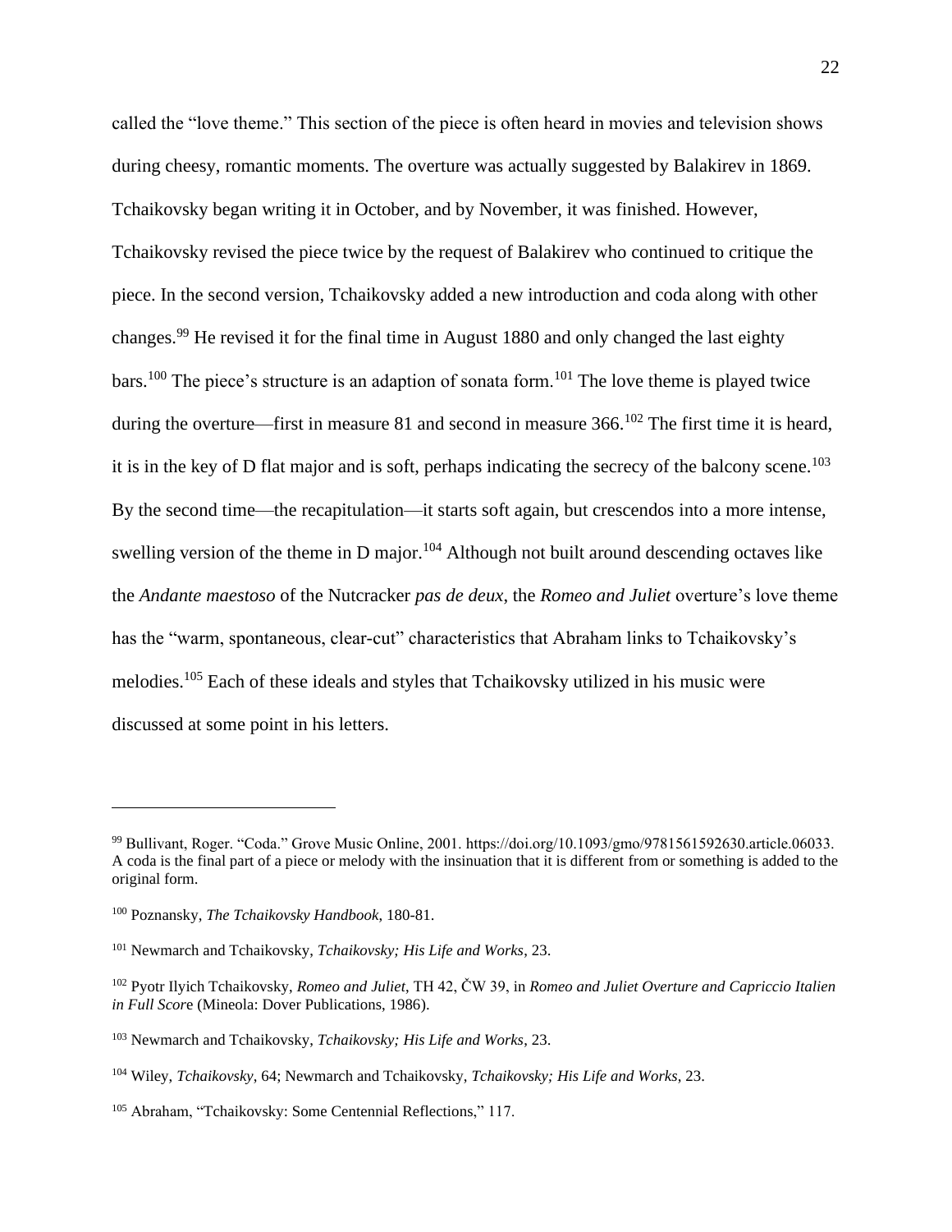called the "love theme." This section of the piece is often heard in movies and television shows during cheesy, romantic moments. The overture was actually suggested by Balakirev in 1869. Tchaikovsky began writing it in October, and by November, it was finished. However, Tchaikovsky revised the piece twice by the request of Balakirev who continued to critique the piece. In the second version, Tchaikovsky added a new introduction and coda along with other changes.[99] He revised it for the final time in August 1880 and only changed the last eighty bars.[100] The piece's structure is an adaption of sonata form.[101] The love theme is played twice during the overture—first in measure 81 and second in measure 366.[102] The first time it is heard, it is in the key of D flat major and is soft, perhaps indicating the secrecy of the balcony scene.[103] By the second time—the recapitulation—it starts soft again, but crescendos into a more intense, swelling version of the theme in D major.[104] Although not built around descending octaves like the *Andante maestoso* of the Nutcracker *pas de deux*, the *Romeo and Juliet* overture's love theme has the "warm, spontaneous, clear-cut" characteristics that Abraham links to Tchaikovsky's melodies.[105] Each of these ideals and styles that Tchaikovsky utilized in his music were discussed at some point in his letters.

---

[99] Bullivant, Roger. "Coda." Grove Music Online, 2001. https://doi.org/10.1093/gmo/9781561592630.article.06033. A coda is the final part of a piece or melody with the insinuation that it is different from or something is added to the original form.

[100] Poznansky, *The Tchaikovsky Handbook*, 180-81.

[101] Newmarch and Tchaikovsky, *Tchaikovsky; His Life and Works*, 23.

[102] Pyotr Ilyich Tchaikovsky, *Romeo and Juliet*, TH 42, ČW 39, in *Romeo and Juliet Overture and Capriccio Italien in Full Score* (Mineola: Dover Publications, 1986).

[103] Newmarch and Tchaikovsky, *Tchaikovsky; His Life and Works*, 23.

[104] Wiley, *Tchaikovsky*, 64; Newmarch and Tchaikovsky, *Tchaikovsky; His Life and Works*, 23.

[105] Abraham, "Tchaikovsky: Some Centennial Reflections," 117.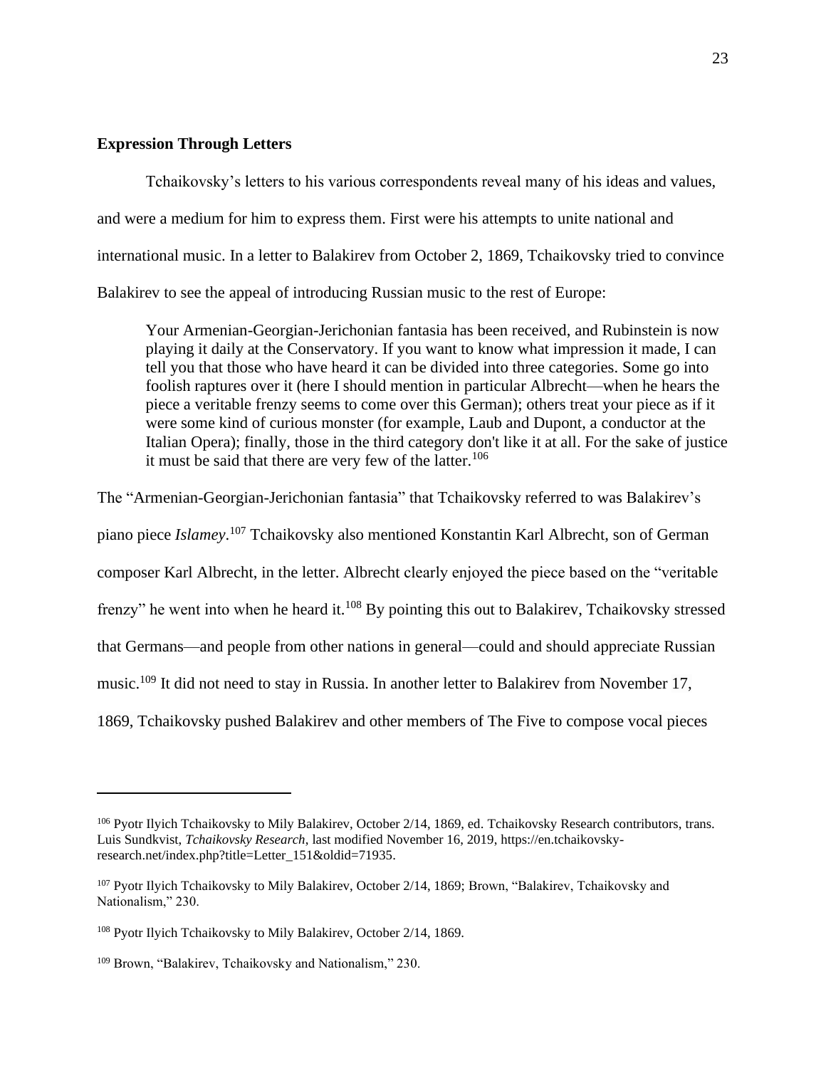### Expression Through Letters

Tchaikovsky's letters to his various correspondents reveal many of his ideas and values, and were a medium for him to express them. First were his attempts to unite national and international music. In a letter to Balakirev from October 2, 1869, Tchaikovsky tried to convince Balakirev to see the appeal of introducing Russian music to the rest of Europe:

> Your Armenian-Georgian-Jerichonian fantasia has been received, and Rubinstein is now playing it daily at the Conservatory. If you want to know what impression it made, I can tell you that those who have heard it can be divided into three categories. Some go into foolish raptures over it (here I should mention in particular Albrecht—when he hears the piece a veritable frenzy seems to come over this German); others treat your piece as if it were some kind of curious monster (for example, Laub and Dupont, a conductor at the Italian Opera); finally, those in the third category don't like it at all. For the sake of justice it must be said that there are very few of the latter.[106]

The "Armenian-Georgian-Jerichonian fantasia" that Tchaikovsky referred to was Balakirev's piano piece *Islamey*.[107] Tchaikovsky also mentioned Konstantin Karl Albrecht, son of German composer Karl Albrecht, in the letter. Albrecht clearly enjoyed the piece based on the "veritable frenzy" he went into when he heard it.[108] By pointing this out to Balakirev, Tchaikovsky stressed that Germans—and people from other nations in general—could and should appreciate Russian music.[109] It did not need to stay in Russia. In another letter to Balakirev from November 17, 1869, Tchaikovsky pushed Balakirev and other members of The Five to compose vocal pieces

---

[106] Pyotr Ilyich Tchaikovsky to Mily Balakirev, October 2/14, 1869, ed. Tchaikovsky Research contributors, trans. Luis Sundkvist, *Tchaikovsky Research*, last modified November 16, 2019, https://en.tchaikovsky-research.net/index.php?title=Letter_151&oldid=71935.

[107] Pyotr Ilyich Tchaikovsky to Mily Balakirev, October 2/14, 1869; Brown, "Balakirev, Tchaikovsky and Nationalism," 230.

[108] Pyotr Ilyich Tchaikovsky to Mily Balakirev, October 2/14, 1869.

[109] Brown, "Balakirev, Tchaikovsky and Nationalism," 230.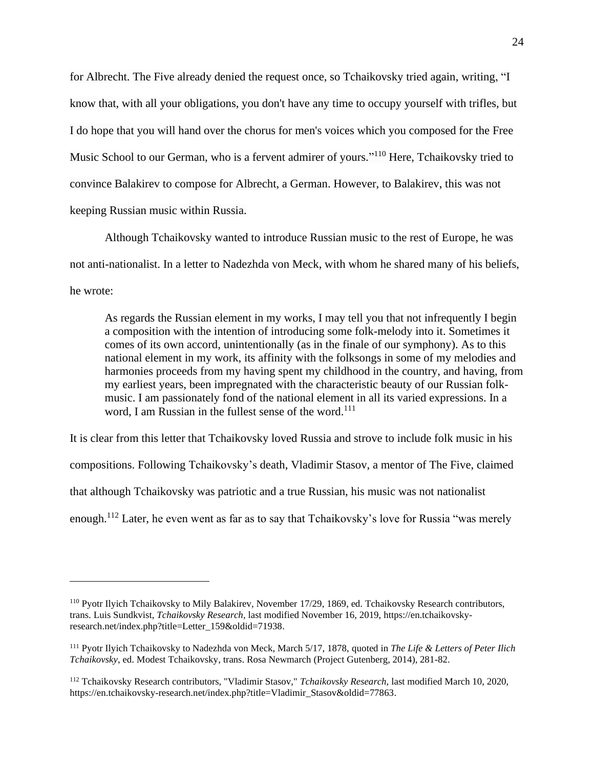for Albrecht. The Five already denied the request once, so Tchaikovsky tried again, writing, "I know that, with all your obligations, you don't have any time to occupy yourself with trifles, but I do hope that you will hand over the chorus for men's voices which you composed for the Free Music School to our German, who is a fervent admirer of yours."[110] Here, Tchaikovsky tried to convince Balakirev to compose for Albrecht, a German. However, to Balakirev, this was not keeping Russian music within Russia.

Although Tchaikovsky wanted to introduce Russian music to the rest of Europe, he was not anti-nationalist. In a letter to Nadezhda von Meck, with whom he shared many of his beliefs, he wrote:

> As regards the Russian element in my works, I may tell you that not infrequently I begin a composition with the intention of introducing some folk-melody into it. Sometimes it comes of its own accord, unintentionally (as in the finale of our symphony). As to this national element in my work, its affinity with the folksongs in some of my melodies and harmonies proceeds from my having spent my childhood in the country, and having, from my earliest years, been impregnated with the characteristic beauty of our Russian folk-music. I am passionately fond of the national element in all its varied expressions. In a word, I am Russian in the fullest sense of the word.[111]

It is clear from this letter that Tchaikovsky loved Russia and strove to include folk music in his compositions. Following Tchaikovsky's death, Vladimir Stasov, a mentor of The Five, claimed that although Tchaikovsky was patriotic and a true Russian, his music was not nationalist enough.[112] Later, he even went as far as to say that Tchaikovsky's love for Russia "was merely

---

[110] Pyotr Ilyich Tchaikovsky to Mily Balakirev, November 17/29, 1869, ed. Tchaikovsky Research contributors, trans. Luis Sundkvist, *Tchaikovsky Research*, last modified November 16, 2019, https://en.tchaikovsky-research.net/index.php?title=Letter_159&oldid=71938.

[111] Pyotr Ilyich Tchaikovsky to Nadezhda von Meck, March 5/17, 1878, quoted in *The Life & Letters of Peter Ilich Tchaikovsky*, ed. Modest Tchaikovsky, trans. Rosa Newmarch (Project Gutenberg, 2014), 281-82.

[112] Tchaikovsky Research contributors, "Vladimir Stasov," *Tchaikovsky Research*, last modified March 10, 2020, https://en.tchaikovsky-research.net/index.php?title=Vladimir_Stasov&oldid=77863.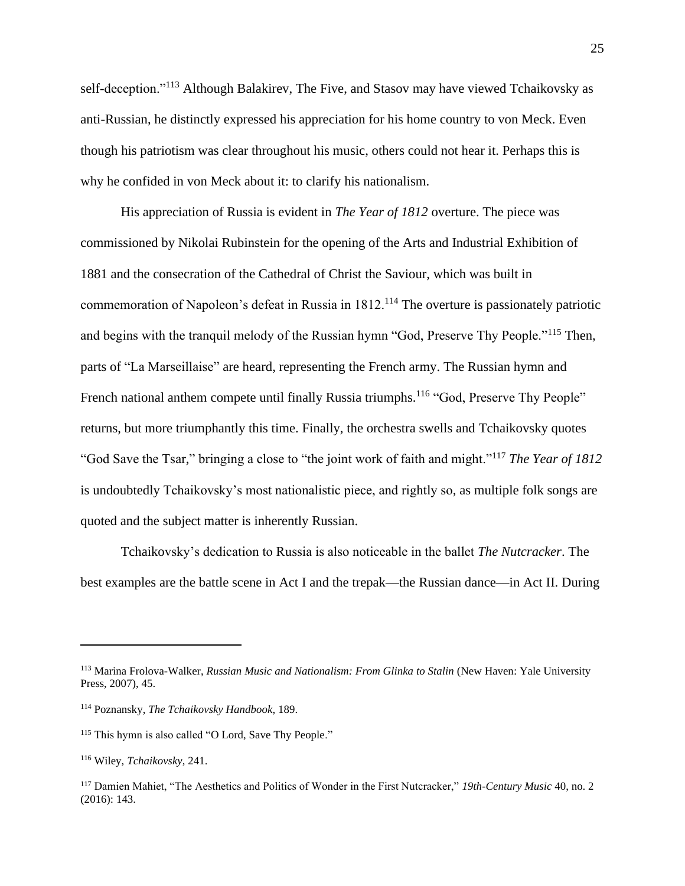self-deception."[113] Although Balakirev, The Five, and Stasov may have viewed Tchaikovsky as anti-Russian, he distinctly expressed his appreciation for his home country to von Meck. Even though his patriotism was clear throughout his music, others could not hear it. Perhaps this is why he confided in von Meck about it: to clarify his nationalism.

His appreciation of Russia is evident in *The Year of 1812* overture. The piece was commissioned by Nikolai Rubinstein for the opening of the Arts and Industrial Exhibition of 1881 and the consecration of the Cathedral of Christ the Saviour, which was built in commemoration of Napoleon's defeat in Russia in 1812.[114] The overture is passionately patriotic and begins with the tranquil melody of the Russian hymn "God, Preserve Thy People."[115] Then, parts of "La Marseillaise" are heard, representing the French army. The Russian hymn and French national anthem compete until finally Russia triumphs.[116] "God, Preserve Thy People" returns, but more triumphantly this time. Finally, the orchestra swells and Tchaikovsky quotes "God Save the Tsar," bringing a close to "the joint work of faith and might."[117] *The Year of 1812* is undoubtedly Tchaikovsky's most nationalistic piece, and rightly so, as multiple folk songs are quoted and the subject matter is inherently Russian.

Tchaikovsky's dedication to Russia is also noticeable in the ballet *The Nutcracker*. The best examples are the battle scene in Act I and the trepak—the Russian dance—in Act II. During

---

[113] Marina Frolova-Walker, *Russian Music and Nationalism: From Glinka to Stalin* (New Haven: Yale University Press, 2007), 45.

[114] Poznansky, *The Tchaikovsky Handbook*, 189.

[115] This hymn is also called "O Lord, Save Thy People."

[116] Wiley, *Tchaikovsky*, 241.

[117] Damien Mahiet, "The Aesthetics and Politics of Wonder in the First Nutcracker," *19th-Century Music* 40, no. 2 (2016): 143.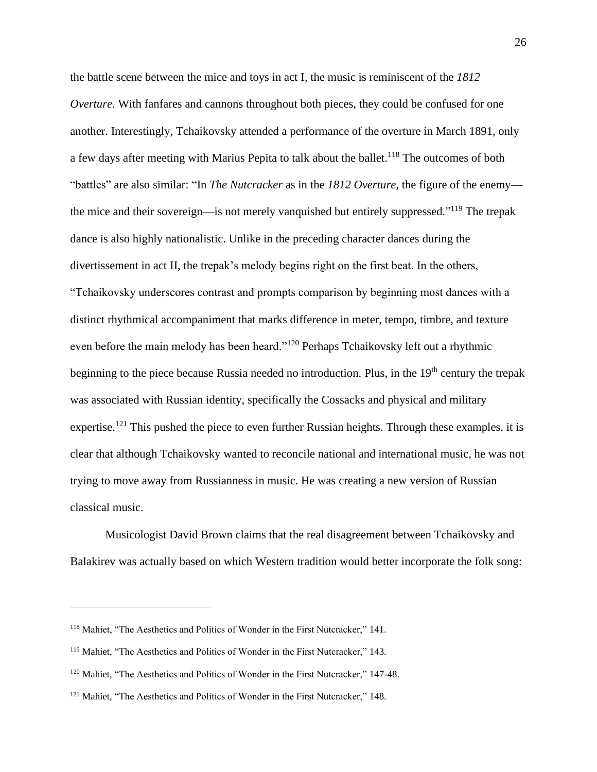the battle scene between the mice and toys in act I, the music is reminiscent of the *1812 Overture.* With fanfares and cannons throughout both pieces, they could be confused for one another. Interestingly, Tchaikovsky attended a performance of the overture in March 1891, only a few days after meeting with Marius Pepita to talk about the ballet.[118] The outcomes of both "battles" are also similar: "In *The Nutcracker* as in the *1812 Overture*, the figure of the enemy—the mice and their sovereign—is not merely vanquished but entirely suppressed."[119] The trepak dance is also highly nationalistic. Unlike in the preceding character dances during the divertissement in act II, the trepak's melody begins right on the first beat. In the others, "Tchaikovsky underscores contrast and prompts comparison by beginning most dances with a distinct rhythmical accompaniment that marks difference in meter, tempo, timbre, and texture even before the main melody has been heard."[120] Perhaps Tchaikovsky left out a rhythmic beginning to the piece because Russia needed no introduction. Plus, in the 19th century the trepak was associated with Russian identity, specifically the Cossacks and physical and military expertise.[121] This pushed the piece to even further Russian heights. Through these examples, it is clear that although Tchaikovsky wanted to reconcile national and international music, he was not trying to move away from Russianness in music. He was creating a new version of Russian classical music.

Musicologist David Brown claims that the real disagreement between Tchaikovsky and Balakirev was actually based on which Western tradition would better incorporate the folk song:

---

[118] Mahiet, "The Aesthetics and Politics of Wonder in the First Nutcracker," 141.

[119] Mahiet, "The Aesthetics and Politics of Wonder in the First Nutcracker," 143.

[120] Mahiet, "The Aesthetics and Politics of Wonder in the First Nutcracker," 147-48.

[121] Mahiet, "The Aesthetics and Politics of Wonder in the First Nutcracker," 148.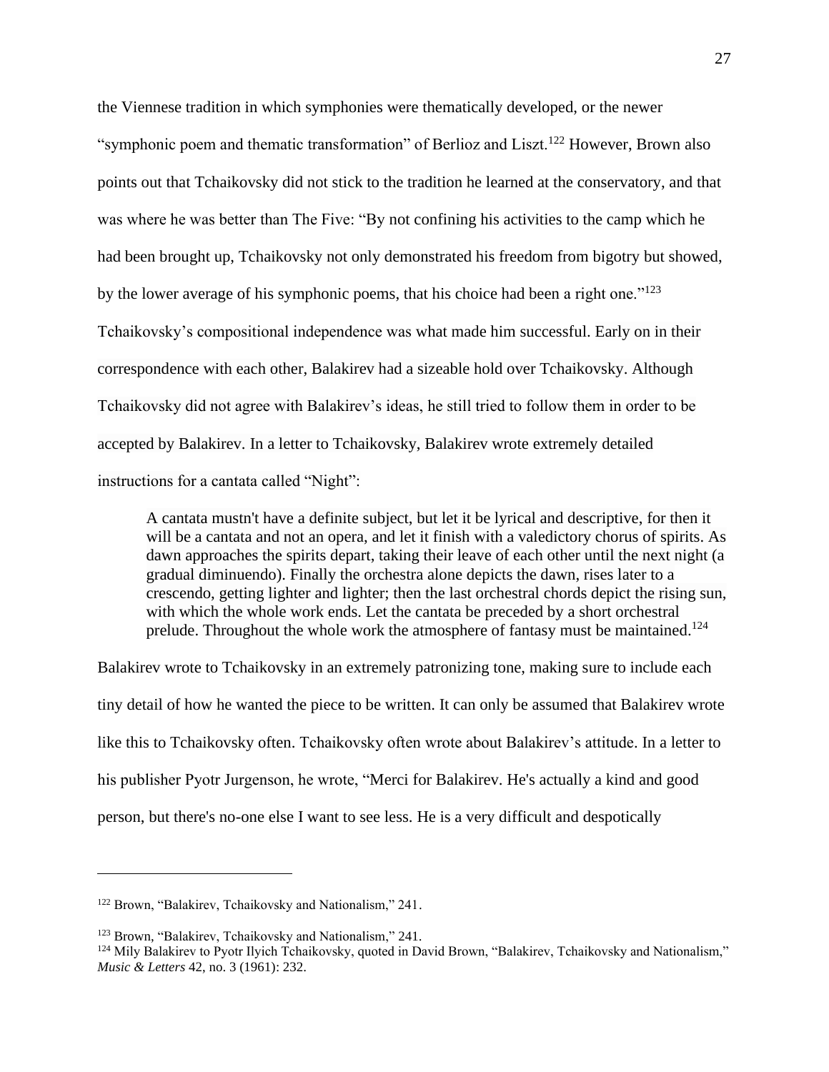the Viennese tradition in which symphonies were thematically developed, or the newer "symphonic poem and thematic transformation" of Berlioz and Liszt.[122] However, Brown also points out that Tchaikovsky did not stick to the tradition he learned at the conservatory, and that was where he was better than The Five: "By not confining his activities to the camp which he had been brought up, Tchaikovsky not only demonstrated his freedom from bigotry but showed, by the lower average of his symphonic poems, that his choice had been a right one."[123] Tchaikovsky's compositional independence was what made him successful. Early on in their correspondence with each other, Balakirev had a sizeable hold over Tchaikovsky. Although Tchaikovsky did not agree with Balakirev's ideas, he still tried to follow them in order to be accepted by Balakirev. In a letter to Tchaikovsky, Balakirev wrote extremely detailed instructions for a cantata called "Night":

> A cantata mustn't have a definite subject, but let it be lyrical and descriptive, for then it will be a cantata and not an opera, and let it finish with a valedictory chorus of spirits. As dawn approaches the spirits depart, taking their leave of each other until the next night (a gradual diminuendo). Finally the orchestra alone depicts the dawn, rises later to a crescendo, getting lighter and lighter; then the last orchestral chords depict the rising sun, with which the whole work ends. Let the cantata be preceded by a short orchestral prelude. Throughout the whole work the atmosphere of fantasy must be maintained.[124]

Balakirev wrote to Tchaikovsky in an extremely patronizing tone, making sure to include each tiny detail of how he wanted the piece to be written. It can only be assumed that Balakirev wrote like this to Tchaikovsky often. Tchaikovsky often wrote about Balakirev's attitude. In a letter to his publisher Pyotr Jurgenson, he wrote, "Merci for Balakirev. He's actually a kind and good person, but there's no-one else I want to see less. He is a very difficult and despotically

---

[122] Brown, "Balakirev, Tchaikovsky and Nationalism," 241.

[123] Brown, "Balakirev, Tchaikovsky and Nationalism," 241.

[124] Mily Balakirev to Pyotr Ilyich Tchaikovsky, quoted in David Brown, "Balakirev, Tchaikovsky and Nationalism," *Music & Letters* 42, no. 3 (1961): 232.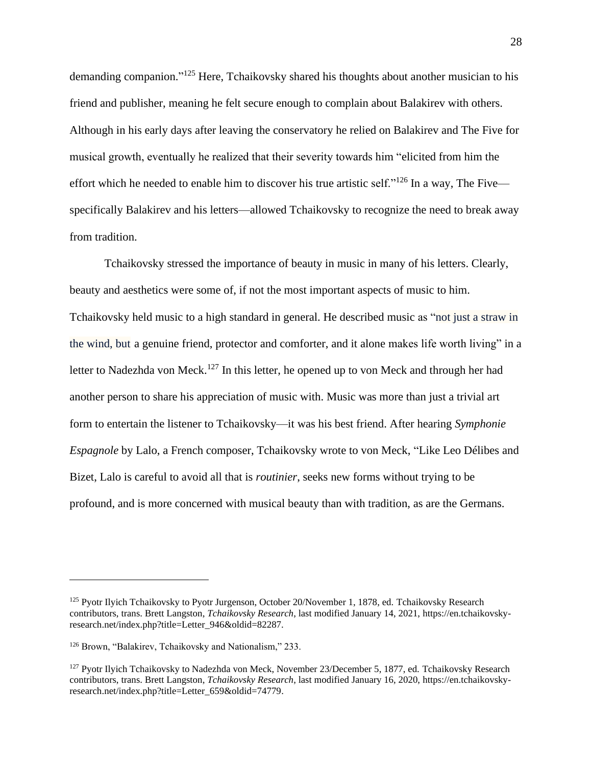demanding companion."[125] Here, Tchaikovsky shared his thoughts about another musician to his friend and publisher, meaning he felt secure enough to complain about Balakirev with others. Although in his early days after leaving the conservatory he relied on Balakirev and The Five for musical growth, eventually he realized that their severity towards him "elicited from him the effort which he needed to enable him to discover his true artistic self."[126] In a way, The Five—specifically Balakirev and his letters—allowed Tchaikovsky to recognize the need to break away from tradition.

Tchaikovsky stressed the importance of beauty in music in many of his letters. Clearly, beauty and aesthetics were some of, if not the most important aspects of music to him. Tchaikovsky held music to a high standard in general. He described music as "not just a straw in the wind, but a genuine friend, protector and comforter, and it alone makes life worth living" in a letter to Nadezhda von Meck.[127] In this letter, he opened up to von Meck and through her had another person to share his appreciation of music with. Music was more than just a trivial art form to entertain the listener to Tchaikovsky—it was his best friend. After hearing *Symphonie Espagnole* by Lalo, a French composer, Tchaikovsky wrote to von Meck, "Like Leo Délibes and Bizet, Lalo is careful to avoid all that is *routinier*, seeks new forms without trying to be profound, and is more concerned with musical beauty than with tradition, as are the Germans.

---

[125] Pyotr Ilyich Tchaikovsky to Pyotr Jurgenson, October 20/November 1, 1878, ed. Tchaikovsky Research contributors, trans. Brett Langston, *Tchaikovsky Research*, last modified January 14, 2021, https://en.tchaikovsky-research.net/index.php?title=Letter_946&oldid=82287.

[126] Brown, "Balakirev, Tchaikovsky and Nationalism," 233.

[127] Pyotr Ilyich Tchaikovsky to Nadezhda von Meck, November 23/December 5, 1877, ed. Tchaikovsky Research contributors, trans. Brett Langston, *Tchaikovsky Research*, last modified January 16, 2020, https://en.tchaikovsky-research.net/index.php?title=Letter_659&oldid=74779.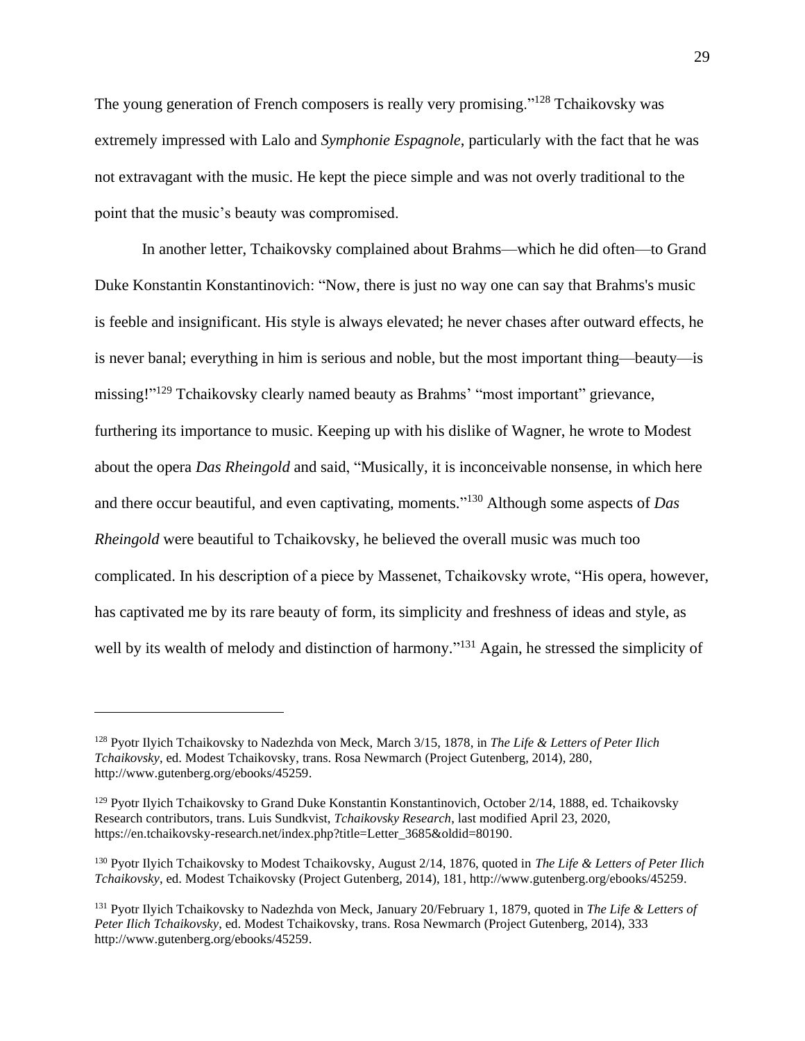The young generation of French composers is really very promising."[128] Tchaikovsky was extremely impressed with Lalo and *Symphonie Espagnole*, particularly with the fact that he was not extravagant with the music. He kept the piece simple and was not overly traditional to the point that the music's beauty was compromised.

In another letter, Tchaikovsky complained about Brahms—which he did often—to Grand Duke Konstantin Konstantinovich: "Now, there is just no way one can say that Brahms's music is feeble and insignificant. His style is always elevated; he never chases after outward effects, he is never banal; everything in him is serious and noble, but the most important thing—beauty—is missing!"[129] Tchaikovsky clearly named beauty as Brahms' "most important" grievance, furthering its importance to music. Keeping up with his dislike of Wagner, he wrote to Modest about the opera *Das Rheingold* and said, "Musically, it is inconceivable nonsense, in which here and there occur beautiful, and even captivating, moments."[130] Although some aspects of *Das Rheingold* were beautiful to Tchaikovsky, he believed the overall music was much too complicated. In his description of a piece by Massenet, Tchaikovsky wrote, "His opera, however, has captivated me by its rare beauty of form, its simplicity and freshness of ideas and style, as well by its wealth of melody and distinction of harmony."[131] Again, he stressed the simplicity of

---

[128] Pyotr Ilyich Tchaikovsky to Nadezhda von Meck, March 3/15, 1878, in *The Life & Letters of Peter Ilich Tchaikovsky*, ed. Modest Tchaikovsky, trans. Rosa Newmarch (Project Gutenberg, 2014), 280, http://www.gutenberg.org/ebooks/45259.

[129] Pyotr Ilyich Tchaikovsky to Grand Duke Konstantin Konstantinovich, October 2/14, 1888, ed. Tchaikovsky Research contributors, trans. Luis Sundkvist, *Tchaikovsky Research*, last modified April 23, 2020, https://en.tchaikovsky-research.net/index.php?title=Letter_3685&oldid=80190.

[130] Pyotr Ilyich Tchaikovsky to Modest Tchaikovsky, August 2/14, 1876, quoted in *The Life & Letters of Peter Ilich Tchaikovsky*, ed. Modest Tchaikovsky (Project Gutenberg, 2014), 181, http://www.gutenberg.org/ebooks/45259.

[131] Pyotr Ilyich Tchaikovsky to Nadezhda von Meck, January 20/February 1, 1879, quoted in *The Life & Letters of Peter Ilich Tchaikovsky*, ed. Modest Tchaikovsky, trans. Rosa Newmarch (Project Gutenberg, 2014), 333 http://www.gutenberg.org/ebooks/45259.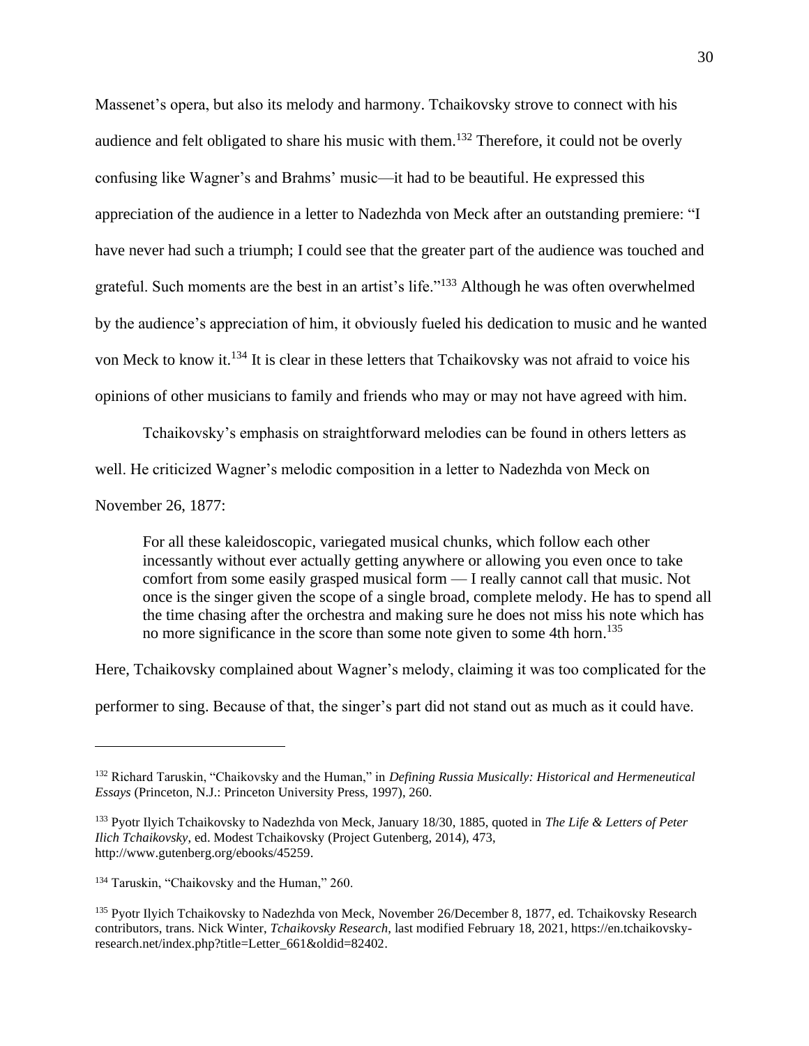Massenet's opera, but also its melody and harmony. Tchaikovsky strove to connect with his audience and felt obligated to share his music with them.[132] Therefore, it could not be overly confusing like Wagner's and Brahms' music—it had to be beautiful. He expressed this appreciation of the audience in a letter to Nadezhda von Meck after an outstanding premiere: "I have never had such a triumph; I could see that the greater part of the audience was touched and grateful. Such moments are the best in an artist's life."[133] Although he was often overwhelmed by the audience's appreciation of him, it obviously fueled his dedication to music and he wanted von Meck to know it.[134] It is clear in these letters that Tchaikovsky was not afraid to voice his opinions of other musicians to family and friends who may or may not have agreed with him.

Tchaikovsky's emphasis on straightforward melodies can be found in others letters as well. He criticized Wagner's melodic composition in a letter to Nadezhda von Meck on November 26, 1877:

> For all these kaleidoscopic, variegated musical chunks, which follow each other incessantly without ever actually getting anywhere or allowing you even once to take comfort from some easily grasped musical form — I really cannot call that music. Not once is the singer given the scope of a single broad, complete melody. He has to spend all the time chasing after the orchestra and making sure he does not miss his note which has no more significance in the score than some note given to some 4th horn.[135]

Here, Tchaikovsky complained about Wagner's melody, claiming it was too complicated for the performer to sing. Because of that, the singer's part did not stand out as much as it could have.

---

[132] Richard Taruskin, "Chaikovsky and the Human," in *Defining Russia Musically: Historical and Hermeneutical Essays* (Princeton, N.J.: Princeton University Press, 1997), 260.

[133] Pyotr Ilyich Tchaikovsky to Nadezhda von Meck, January 18/30, 1885, quoted in *The Life & Letters of Peter Ilich Tchaikovsky*, ed. Modest Tchaikovsky (Project Gutenberg, 2014), 473, http://www.gutenberg.org/ebooks/45259.

[134] Taruskin, "Chaikovsky and the Human," 260.

[135] Pyotr Ilyich Tchaikovsky to Nadezhda von Meck, November 26/December 8, 1877, ed. Tchaikovsky Research contributors, trans. Nick Winter, *Tchaikovsky Research*, last modified February 18, 2021, https://en.tchaikovsky-research.net/index.php?title=Letter_661&oldid=82402.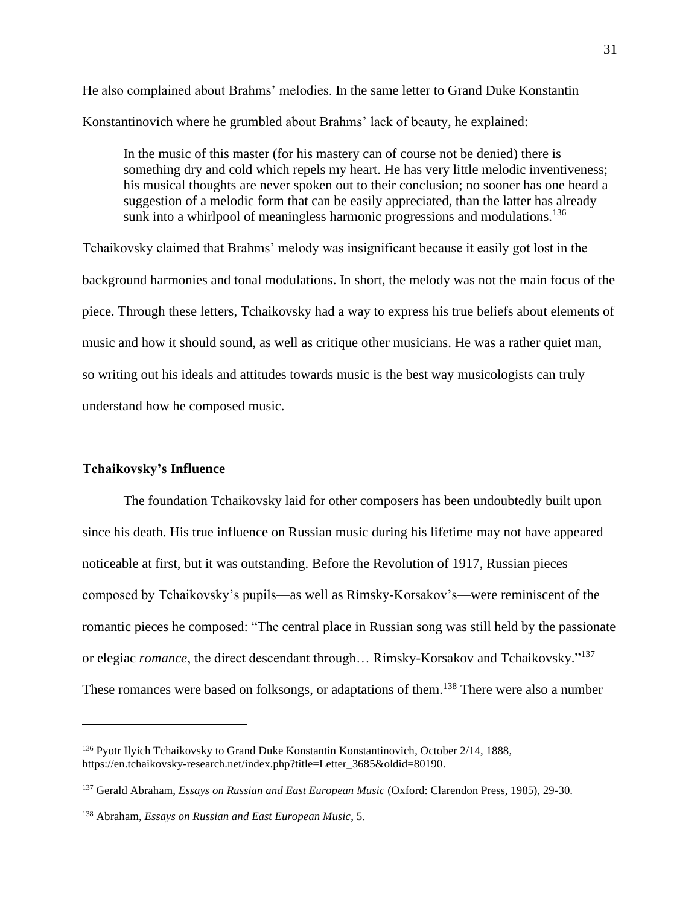He also complained about Brahms' melodies. In the same letter to Grand Duke Konstantin Konstantinovich where he grumbled about Brahms' lack of beauty, he explained:

> In the music of this master (for his mastery can of course not be denied) there is something dry and cold which repels my heart. He has very little melodic inventiveness; his musical thoughts are never spoken out to their conclusion; no sooner has one heard a suggestion of a melodic form that can be easily appreciated, than the latter has already sunk into a whirlpool of meaningless harmonic progressions and modulations.[136]

Tchaikovsky claimed that Brahms' melody was insignificant because it easily got lost in the background harmonies and tonal modulations. In short, the melody was not the main focus of the piece. Through these letters, Tchaikovsky had a way to express his true beliefs about elements of music and how it should sound, as well as critique other musicians. He was a rather quiet man, so writing out his ideals and attitudes towards music is the best way musicologists can truly understand how he composed music.

### Tchaikovsky's Influence

The foundation Tchaikovsky laid for other composers has been undoubtedly built upon since his death. His true influence on Russian music during his lifetime may not have appeared noticeable at first, but it was outstanding. Before the Revolution of 1917, Russian pieces composed by Tchaikovsky's pupils—as well as Rimsky-Korsakov's—were reminiscent of the romantic pieces he composed: "The central place in Russian song was still held by the passionate or elegiac *romance*, the direct descendant through… Rimsky-Korsakov and Tchaikovsky."[137] These romances were based on folksongs, or adaptations of them.[138] There were also a number

---

[136] Pyotr Ilyich Tchaikovsky to Grand Duke Konstantin Konstantinovich, October 2/14, 1888, https://en.tchaikovsky-research.net/index.php?title=Letter_3685&oldid=80190.

[137] Gerald Abraham, *Essays on Russian and East European Music* (Oxford: Clarendon Press, 1985), 29-30.

[138] Abraham, *Essays on Russian and East European Music*, 5.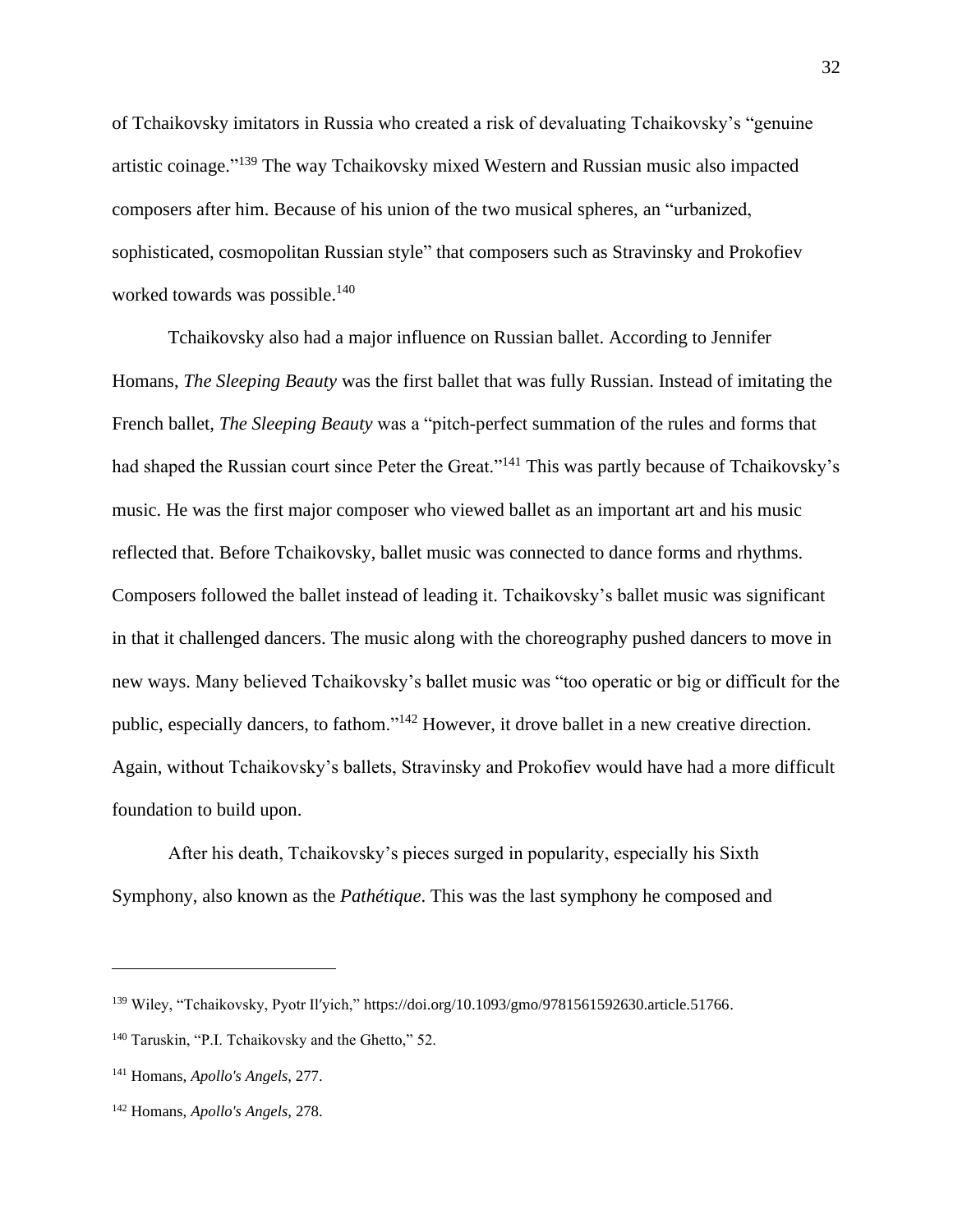of Tchaikovsky imitators in Russia who created a risk of devaluating Tchaikovsky's "genuine artistic coinage."[139] The way Tchaikovsky mixed Western and Russian music also impacted composers after him. Because of his union of the two musical spheres, an "urbanized, sophisticated, cosmopolitan Russian style" that composers such as Stravinsky and Prokofiev worked towards was possible.[140]

Tchaikovsky also had a major influence on Russian ballet. According to Jennifer Homans, *The Sleeping Beauty* was the first ballet that was fully Russian. Instead of imitating the French ballet, *The Sleeping Beauty* was a "pitch-perfect summation of the rules and forms that had shaped the Russian court since Peter the Great."[141] This was partly because of Tchaikovsky's music. He was the first major composer who viewed ballet as an important art and his music reflected that. Before Tchaikovsky, ballet music was connected to dance forms and rhythms. Composers followed the ballet instead of leading it. Tchaikovsky's ballet music was significant in that it challenged dancers. The music along with the choreography pushed dancers to move in new ways. Many believed Tchaikovsky's ballet music was "too operatic or big or difficult for the public, especially dancers, to fathom."[142] However, it drove ballet in a new creative direction. Again, without Tchaikovsky's ballets, Stravinsky and Prokofiev would have had a more difficult foundation to build upon.

After his death, Tchaikovsky's pieces surged in popularity, especially his Sixth Symphony, also known as the *Pathétique*. This was the last symphony he composed and

---

[139] Wiley, "Tchaikovsky, Pyotr Il′yich," https://doi.org/10.1093/gmo/9781561592630.article.51766.

[140] Taruskin, "P.I. Tchaikovsky and the Ghetto," 52.

[141] Homans, *Apollo's Angels*, 277.

[142] Homans, *Apollo's Angels*, 278.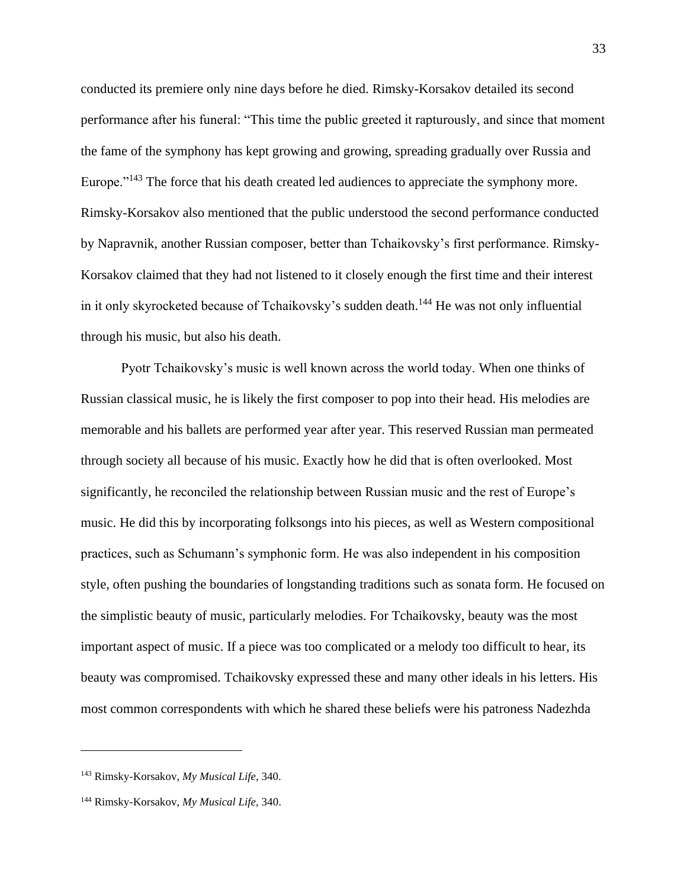conducted its premiere only nine days before he died. Rimsky-Korsakov detailed its second performance after his funeral: "This time the public greeted it rapturously, and since that moment the fame of the symphony has kept growing and growing, spreading gradually over Russia and Europe."[143] The force that his death created led audiences to appreciate the symphony more. Rimsky-Korsakov also mentioned that the public understood the second performance conducted by Napravnik, another Russian composer, better than Tchaikovsky's first performance. Rimsky-Korsakov claimed that they had not listened to it closely enough the first time and their interest in it only skyrocketed because of Tchaikovsky's sudden death.[144] He was not only influential through his music, but also his death.

Pyotr Tchaikovsky's music is well known across the world today. When one thinks of Russian classical music, he is likely the first composer to pop into their head. His melodies are memorable and his ballets are performed year after year. This reserved Russian man permeated through society all because of his music. Exactly how he did that is often overlooked. Most significantly, he reconciled the relationship between Russian music and the rest of Europe's music. He did this by incorporating folksongs into his pieces, as well as Western compositional practices, such as Schumann's symphonic form. He was also independent in his composition style, often pushing the boundaries of longstanding traditions such as sonata form. He focused on the simplistic beauty of music, particularly melodies. For Tchaikovsky, beauty was the most important aspect of music. If a piece was too complicated or a melody too difficult to hear, its beauty was compromised. Tchaikovsky expressed these and many other ideals in his letters. His most common correspondents with which he shared these beliefs were his patroness Nadezhda

---

[143] Rimsky-Korsakov, *My Musical Life*, 340.

[144] Rimsky-Korsakov, *My Musical Life*, 340.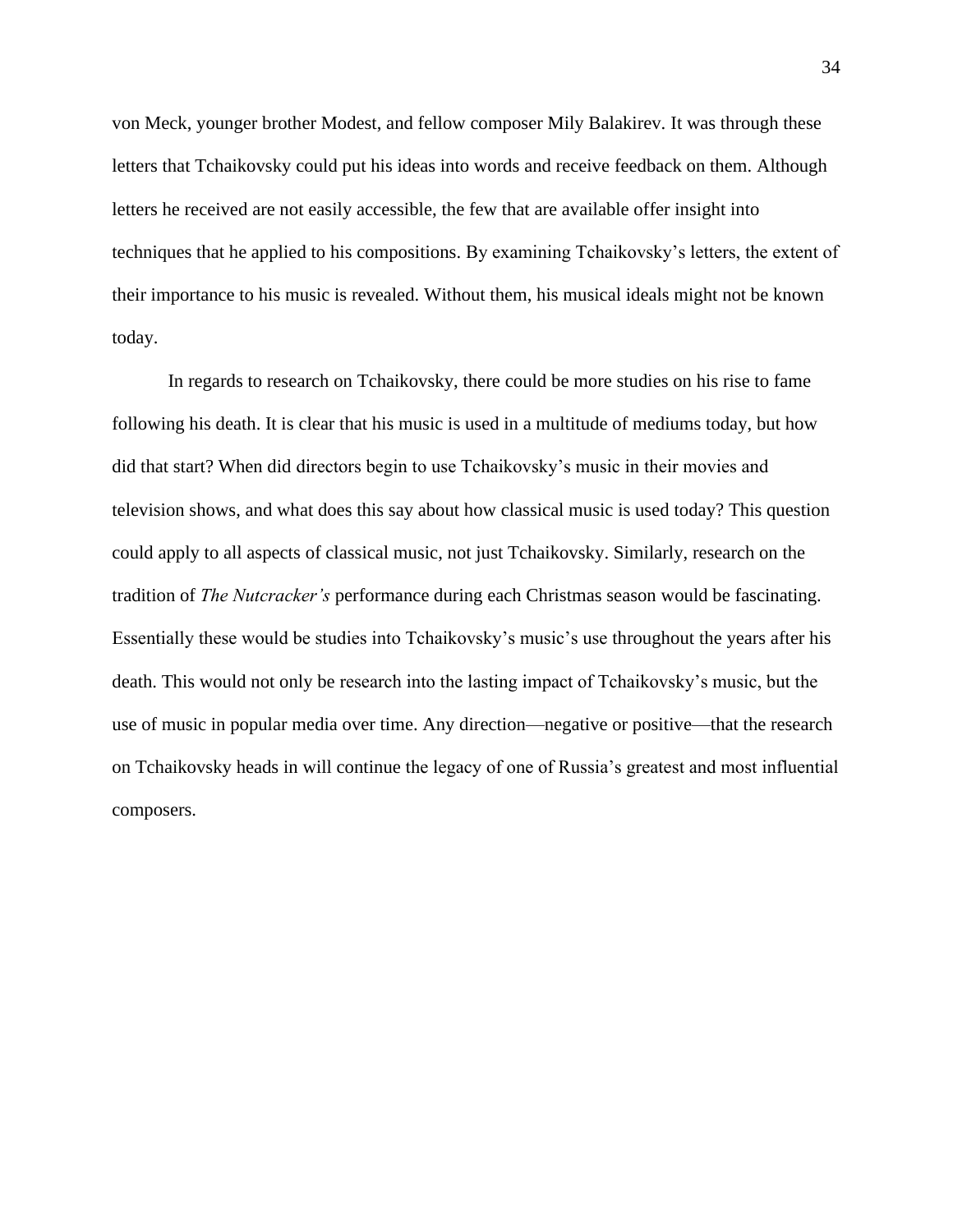von Meck, younger brother Modest, and fellow composer Mily Balakirev. It was through these letters that Tchaikovsky could put his ideas into words and receive feedback on them. Although letters he received are not easily accessible, the few that are available offer insight into techniques that he applied to his compositions. By examining Tchaikovsky's letters, the extent of their importance to his music is revealed. Without them, his musical ideals might not be known today.

In regards to research on Tchaikovsky, there could be more studies on his rise to fame following his death. It is clear that his music is used in a multitude of mediums today, but how did that start? When did directors begin to use Tchaikovsky's music in their movies and television shows, and what does this say about how classical music is used today? This question could apply to all aspects of classical music, not just Tchaikovsky. Similarly, research on the tradition of *The Nutcracker's* performance during each Christmas season would be fascinating. Essentially these would be studies into Tchaikovsky's music's use throughout the years after his death. This would not only be research into the lasting impact of Tchaikovsky's music, but the use of music in popular media over time. Any direction—negative or positive—that the research on Tchaikovsky heads in will continue the legacy of one of Russia's greatest and most influential composers.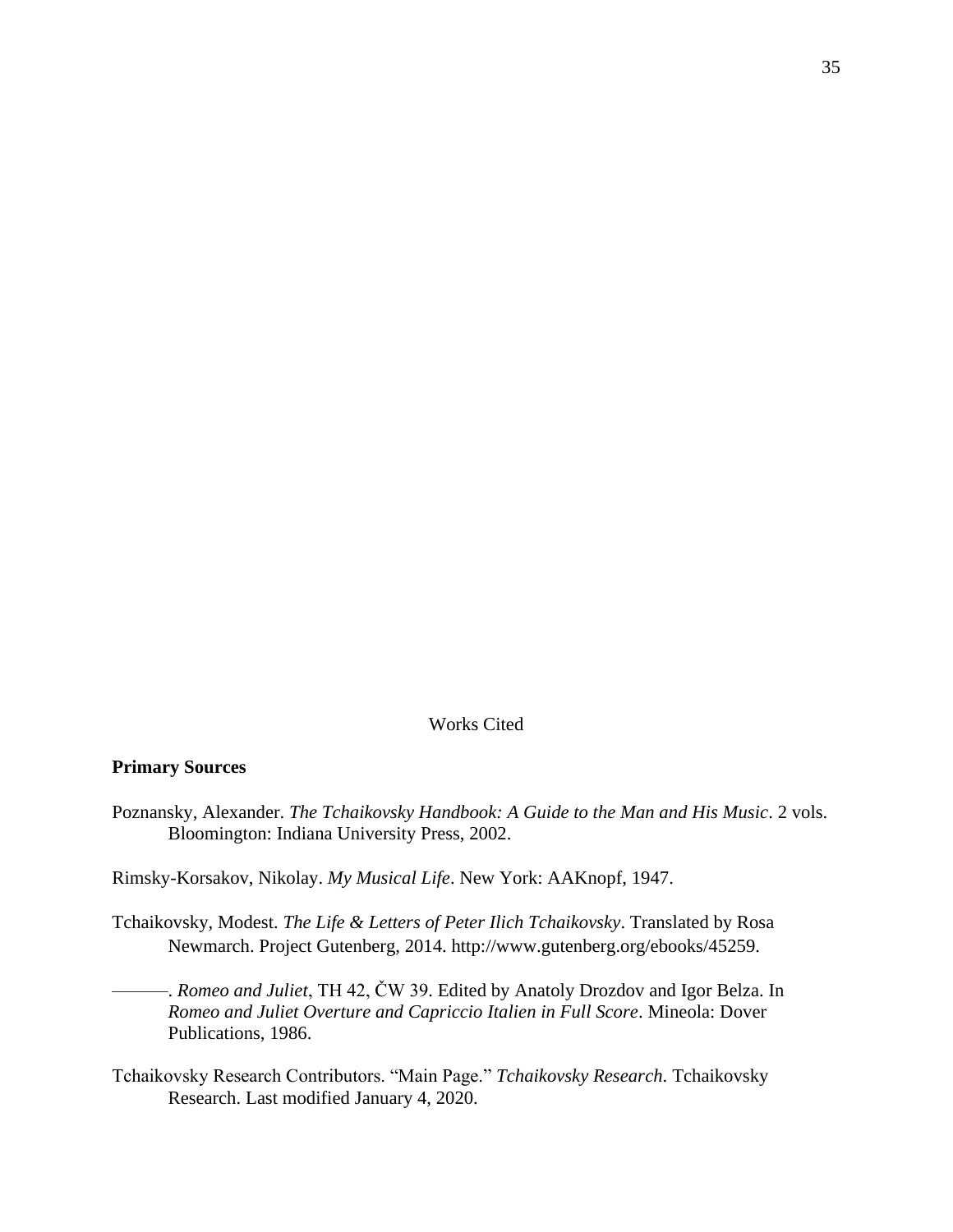# Works Cited

## Primary Sources

Poznansky, Alexander. *The Tchaikovsky Handbook: A Guide to the Man and His Music*. 2 vols. Bloomington: Indiana University Press, 2002.

Rimsky-Korsakov, Nikolay. *My Musical Life*. New York: AAKnopf, 1947.

Tchaikovsky, Modest. *The Life & Letters of Peter Ilich Tchaikovsky*. Translated by Rosa Newmarch. Project Gutenberg, 2014. http://www.gutenberg.org/ebooks/45259.

———. *Romeo and Juliet*, TH 42, ČW 39. Edited by Anatoly Drozdov and Igor Belza. In *Romeo and Juliet Overture and Capriccio Italien in Full Score*. Mineola: Dover Publications, 1986.

Tchaikovsky Research Contributors. "Main Page." *Tchaikovsky Research*. Tchaikovsky Research. Last modified January 4, 2020.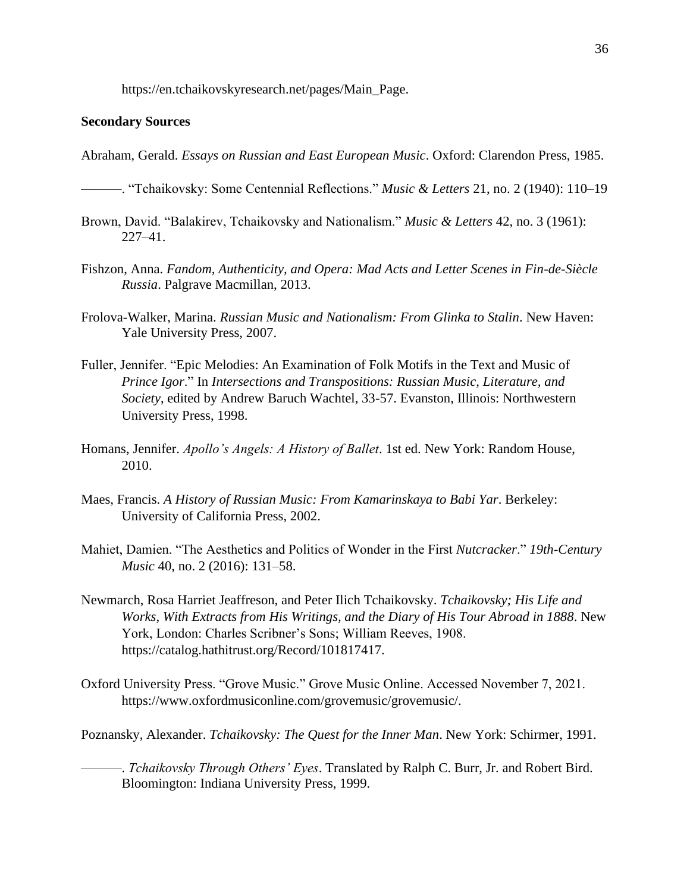https://en.tchaikovskyresearch.net/pages/Main_Page.

**Secondary Sources**

Abraham, Gerald. *Essays on Russian and East European Music*. Oxford: Clarendon Press, 1985.

———. "Tchaikovsky: Some Centennial Reflections." *Music & Letters* 21, no. 2 (1940): 110–19

Brown, David. "Balakirev, Tchaikovsky and Nationalism." *Music & Letters* 42, no. 3 (1961): 227–41.

Fishzon, Anna. *Fandom, Authenticity, and Opera: Mad Acts and Letter Scenes in Fin-de-Siècle Russia*. Palgrave Macmillan, 2013.

Frolova-Walker, Marina. *Russian Music and Nationalism: From Glinka to Stalin*. New Haven: Yale University Press, 2007.

Fuller, Jennifer. "Epic Melodies: An Examination of Folk Motifs in the Text and Music of *Prince Igor*." In *Intersections and Transpositions: Russian Music, Literature, and Society*, edited by Andrew Baruch Wachtel, 33-57. Evanston, Illinois: Northwestern University Press, 1998.

Homans, Jennifer. *Apollo's Angels: A History of Ballet*. 1st ed. New York: Random House, 2010.

Maes, Francis. *A History of Russian Music: From Kamarinskaya to Babi Yar*. Berkeley: University of California Press, 2002.

Mahiet, Damien. "The Aesthetics and Politics of Wonder in the First *Nutcracker*." *19th-Century Music* 40, no. 2 (2016): 131–58.

Newmarch, Rosa Harriet Jeaffreson, and Peter Ilich Tchaikovsky. *Tchaikovsky; His Life and Works, With Extracts from His Writings, and the Diary of His Tour Abroad in 1888*. New York, London: Charles Scribner's Sons; William Reeves, 1908. https://catalog.hathitrust.org/Record/101817417.

Oxford University Press. "Grove Music." Grove Music Online. Accessed November 7, 2021. https://www.oxfordmusiconline.com/grovemusic/grovemusic/.

Poznansky, Alexander. *Tchaikovsky: The Quest for the Inner Man*. New York: Schirmer, 1991.

———. *Tchaikovsky Through Others' Eyes*. Translated by Ralph C. Burr, Jr. and Robert Bird. Bloomington: Indiana University Press, 1999.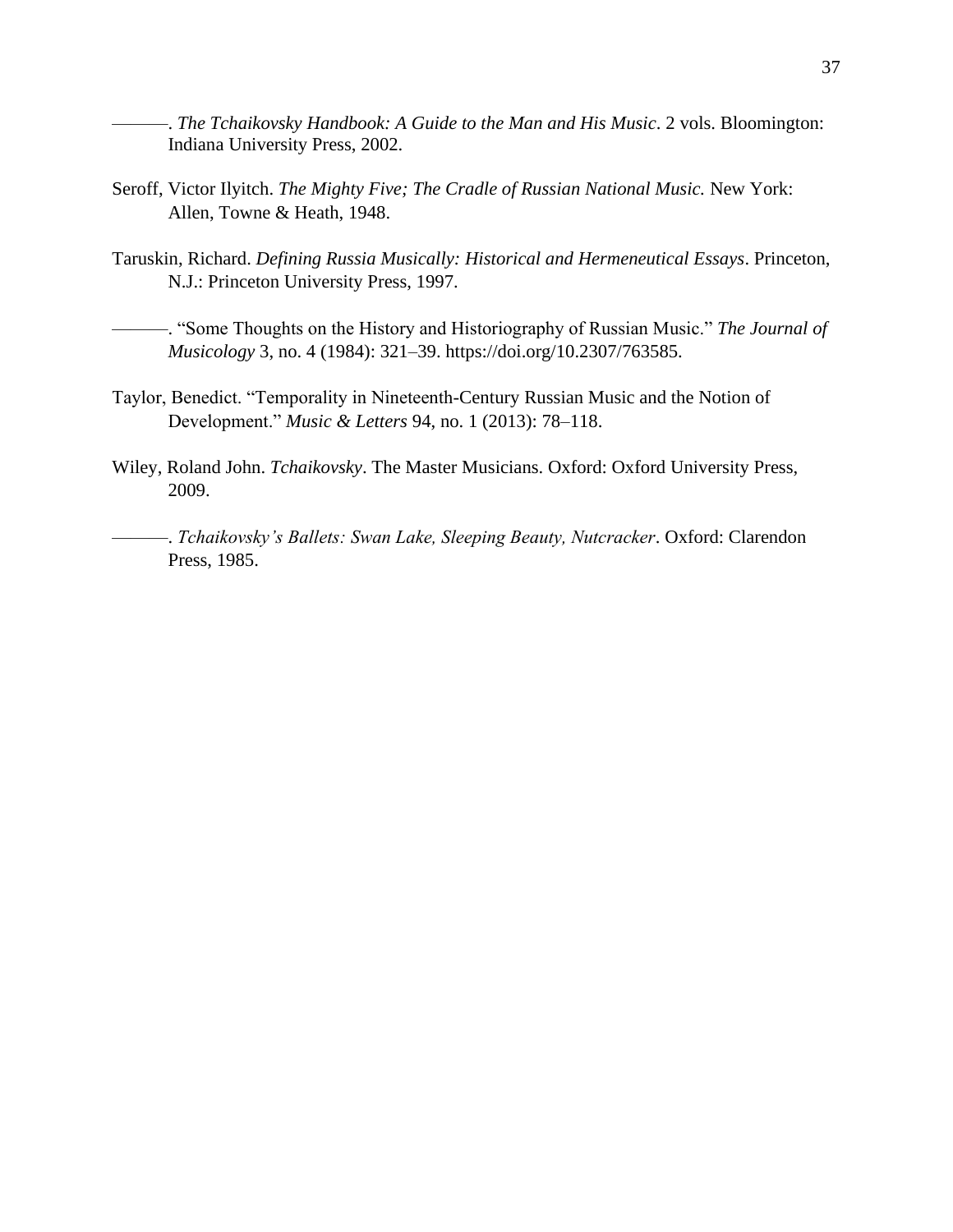———. *The Tchaikovsky Handbook: A Guide to the Man and His Music*. 2 vols. Bloomington: Indiana University Press, 2002.

Seroff, Victor Ilyitch. *The Mighty Five; The Cradle of Russian National Music.* New York: Allen, Towne & Heath, 1948.

Taruskin, Richard. *Defining Russia Musically: Historical and Hermeneutical Essays*. Princeton, N.J.: Princeton University Press, 1997.

———. "Some Thoughts on the History and Historiography of Russian Music." *The Journal of Musicology* 3, no. 4 (1984): 321–39. https://doi.org/10.2307/763585.

Taylor, Benedict. "Temporality in Nineteenth-Century Russian Music and the Notion of Development." *Music & Letters* 94, no. 1 (2013): 78–118.

Wiley, Roland John. *Tchaikovsky*. The Master Musicians. Oxford: Oxford University Press, 2009.

———. *Tchaikovsky's Ballets: Swan Lake, Sleeping Beauty, Nutcracker*. Oxford: Clarendon Press, 1985.